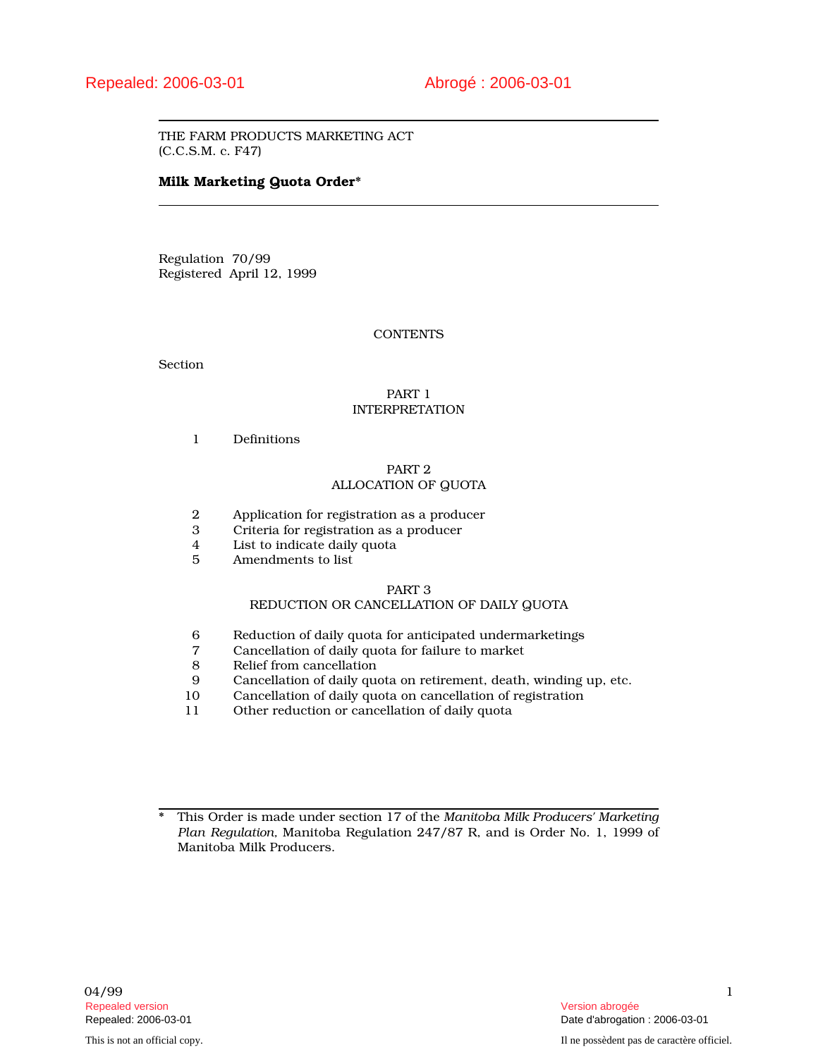Repealed: 2006-03-01 Abrogé : 2006-03-01

THE FARM PRODUCTS MARKETING ACT
(C.C.S.M. c. F47)

**Milk Marketing Quota Order***

Regulation 70/99
Registered April 12, 1999

CONTENTS

Section

PART 1
INTERPRETATION

1 Definitions

PART 2
ALLOCATION OF QUOTA

2 Application for registration as a producer
3 Criteria for registration as a producer
4 List to indicate daily quota
5 Amendments to list

PART 3
REDUCTION OR CANCELLATION OF DAILY QUOTA

6 Reduction of daily quota for anticipated undermarketings
7 Cancellation of daily quota for failure to market
8 Relief from cancellation
9 Cancellation of daily quota on retirement, death, winding up, etc.
10 Cancellation of daily quota on cancellation of registration
11 Other reduction or cancellation of daily quota

---

\* This Order is made under section 17 of the *Manitoba Milk Producers' Marketing Plan Regulation*, Manitoba Regulation 247/87 R, and is Order No. 1, 1999 of Manitoba Milk Producers.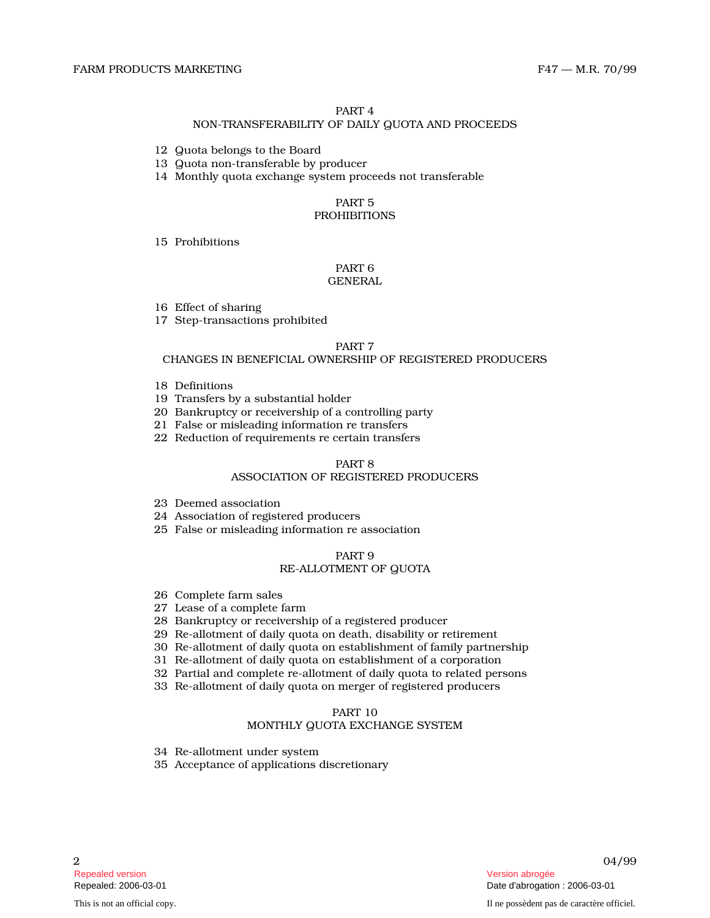## PART 4
## NON-TRANSFERABILITY OF DAILY QUOTA AND PROCEEDS

12 Quota belongs to the Board
13 Quota non-transferable by producer
14 Monthly quota exchange system proceeds not transferable

## PART 5
## PROHIBITIONS

15 Prohibitions

## PART 6
## GENERAL

16 Effect of sharing
17 Step-transactions prohibited

## PART 7
## CHANGES IN BENEFICIAL OWNERSHIP OF REGISTERED PRODUCERS

18 Definitions
19 Transfers by a substantial holder
20 Bankruptcy or receivership of a controlling party
21 False or misleading information re transfers
22 Reduction of requirements re certain transfers

## PART 8
## ASSOCIATION OF REGISTERED PRODUCERS

23 Deemed association
24 Association of registered producers
25 False or misleading information re association

## PART 9
## RE-ALLOTMENT OF QUOTA

26 Complete farm sales
27 Lease of a complete farm
28 Bankruptcy or receivership of a registered producer
29 Re-allotment of daily quota on death, disability or retirement
30 Re-allotment of daily quota on establishment of family partnership
31 Re-allotment of daily quota on establishment of a corporation
32 Partial and complete re-allotment of daily quota to related persons
33 Re-allotment of daily quota on merger of registered producers

## PART 10
## MONTHLY QUOTA EXCHANGE SYSTEM

34 Re-allotment under system
35 Acceptance of applications discretionary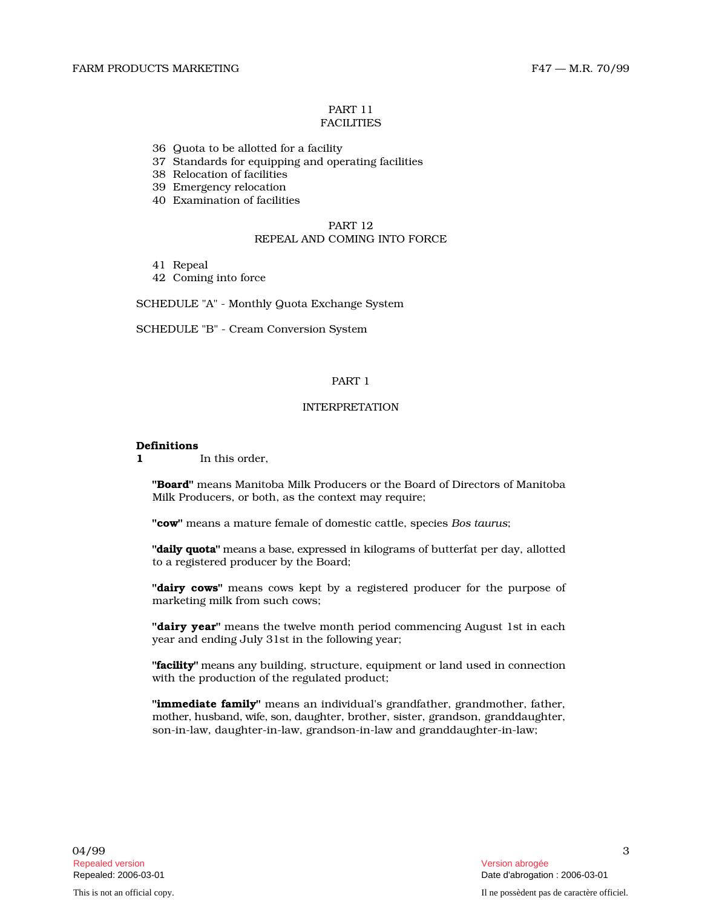PART 11
FACILITIES

36 Quota to be allotted for a facility
37 Standards for equipping and operating facilities
38 Relocation of facilities
39 Emergency relocation
40 Examination of facilities

PART 12
REPEAL AND COMING INTO FORCE

41 Repeal
42 Coming into force

SCHEDULE "A" - Monthly Quota Exchange System

SCHEDULE "B" - Cream Conversion System

## PART 1

## INTERPRETATION

**Definitions**
**1** In this order,

**"Board"** means Manitoba Milk Producers or the Board of Directors of Manitoba Milk Producers, or both, as the context may require;

**"cow"** means a mature female of domestic cattle, species *Bos taurus*;

**"daily quota"** means a base, expressed in kilograms of butterfat per day, allotted to a registered producer by the Board;

**"dairy cows"** means cows kept by a registered producer for the purpose of marketing milk from such cows;

**"dairy year"** means the twelve month period commencing August 1st in each year and ending July 31st in the following year;

**"facility"** means any building, structure, equipment or land used in connection with the production of the regulated product;

**"immediate family"** means an individual's grandfather, grandmother, father, mother, husband, wife, son, daughter, brother, sister, grandson, granddaughter, son-in-law, daughter-in-law, grandson-in-law and granddaughter-in-law;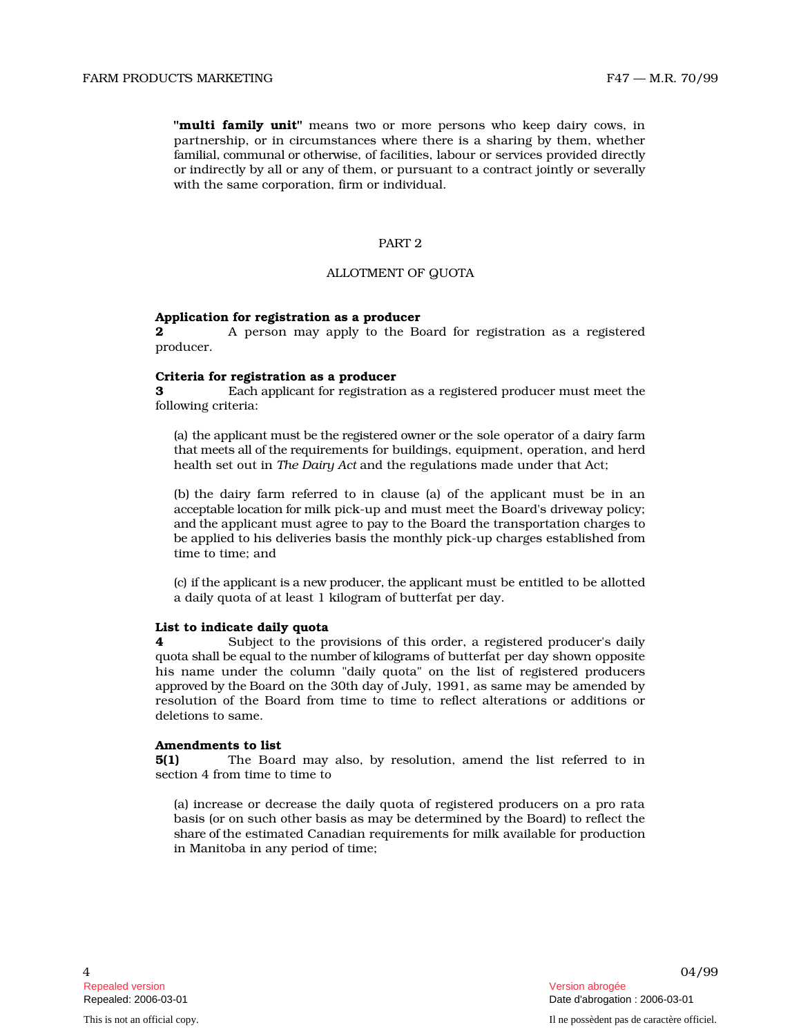**"multi family unit"** means two or more persons who keep dairy cows, in partnership, or in circumstances where there is a sharing by them, whether familial, communal or otherwise, of facilities, labour or services provided directly or indirectly by all or any of them, or pursuant to a contract jointly or severally with the same corporation, firm or individual.

## PART 2

## ALLOTMENT OF QUOTA

**Application for registration as a producer**

**2** A person may apply to the Board for registration as a registered producer.

**Criteria for registration as a producer**

**3** Each applicant for registration as a registered producer must meet the following criteria:

(a) the applicant must be the registered owner or the sole operator of a dairy farm that meets all of the requirements for buildings, equipment, operation, and herd health set out in *The Dairy Act* and the regulations made under that Act;

(b) the dairy farm referred to in clause (a) of the applicant must be in an acceptable location for milk pick-up and must meet the Board's driveway policy; and the applicant must agree to pay to the Board the transportation charges to be applied to his deliveries basis the monthly pick-up charges established from time to time; and

(c) if the applicant is a new producer, the applicant must be entitled to be allotted a daily quota of at least 1 kilogram of butterfat per day.

**List to indicate daily quota**

**4** Subject to the provisions of this order, a registered producer's daily quota shall be equal to the number of kilograms of butterfat per day shown opposite his name under the column "daily quota" on the list of registered producers approved by the Board on the 30th day of July, 1991, as same may be amended by resolution of the Board from time to time to reflect alterations or additions or deletions to same.

**Amendments to list**

**5(1)** The Board may also, by resolution, amend the list referred to in section 4 from time to time to

(a) increase or decrease the daily quota of registered producers on a pro rata basis (or on such other basis as may be determined by the Board) to reflect the share of the estimated Canadian requirements for milk available for production in Manitoba in any period of time;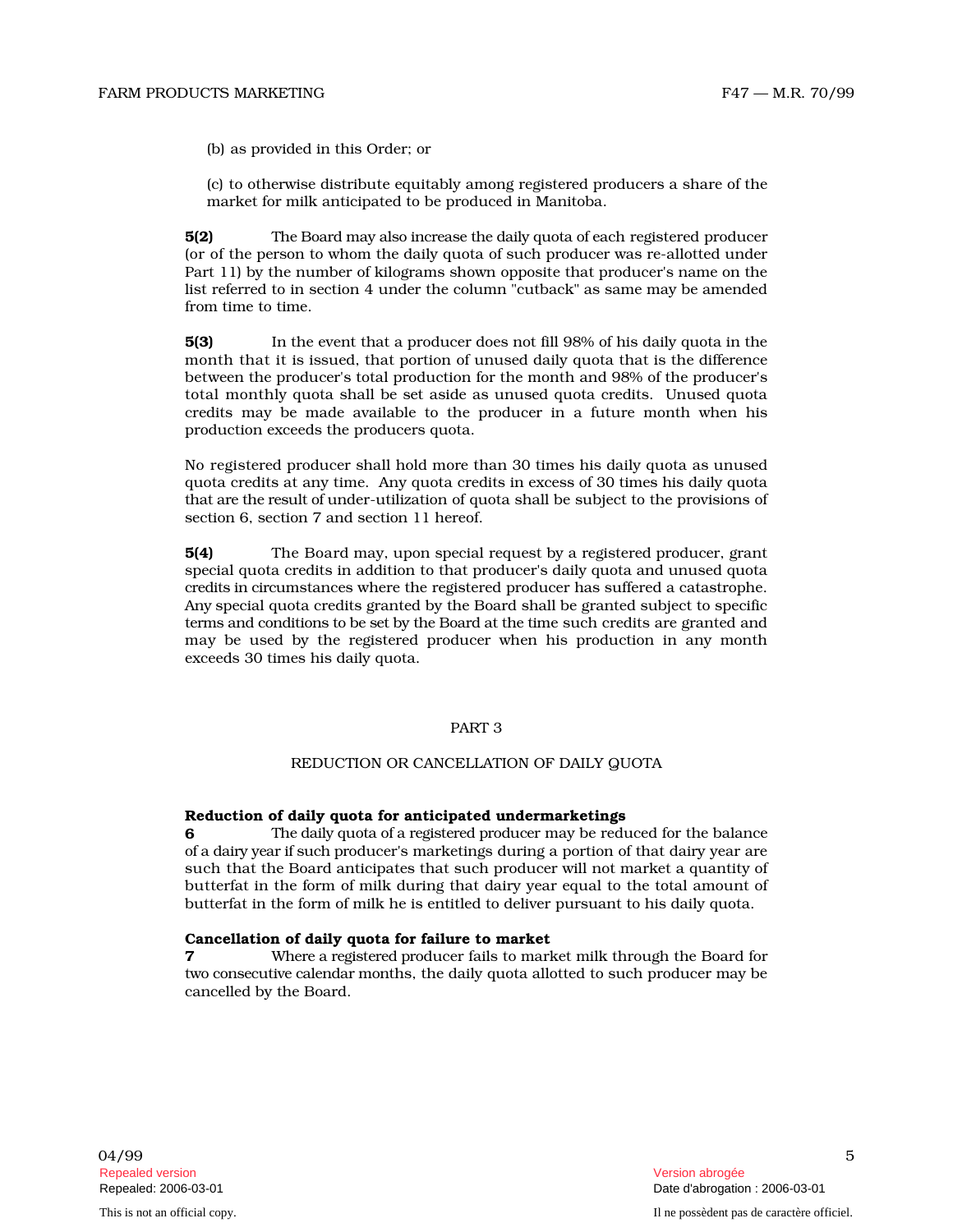(b) as provided in this Order; or

(c) to otherwise distribute equitably among registered producers a share of the market for milk anticipated to be produced in Manitoba.

**5(2)** The Board may also increase the daily quota of each registered producer (or of the person to whom the daily quota of such producer was re-allotted under Part 11) by the number of kilograms shown opposite that producer's name on the list referred to in section 4 under the column "cutback" as same may be amended from time to time.

**5(3)** In the event that a producer does not fill 98% of his daily quota in the month that it is issued, that portion of unused daily quota that is the difference between the producer's total production for the month and 98% of the producer's total monthly quota shall be set aside as unused quota credits. Unused quota credits may be made available to the producer in a future month when his production exceeds the producers quota.

No registered producer shall hold more than 30 times his daily quota as unused quota credits at any time. Any quota credits in excess of 30 times his daily quota that are the result of under-utilization of quota shall be subject to the provisions of section 6, section 7 and section 11 hereof.

**5(4)** The Board may, upon special request by a registered producer, grant special quota credits in addition to that producer's daily quota and unused quota credits in circumstances where the registered producer has suffered a catastrophe. Any special quota credits granted by the Board shall be granted subject to specific terms and conditions to be set by the Board at the time such credits are granted and may be used by the registered producer when his production in any month exceeds 30 times his daily quota.

## PART 3

## REDUCTION OR CANCELLATION OF DAILY QUOTA

**Reduction of daily quota for anticipated undermarketings**
**6** The daily quota of a registered producer may be reduced for the balance of a dairy year if such producer's marketings during a portion of that dairy year are such that the Board anticipates that such producer will not market a quantity of butterfat in the form of milk during that dairy year equal to the total amount of butterfat in the form of milk he is entitled to deliver pursuant to his daily quota.

**Cancellation of daily quota for failure to market**
**7** Where a registered producer fails to market milk through the Board for two consecutive calendar months, the daily quota allotted to such producer may be cancelled by the Board.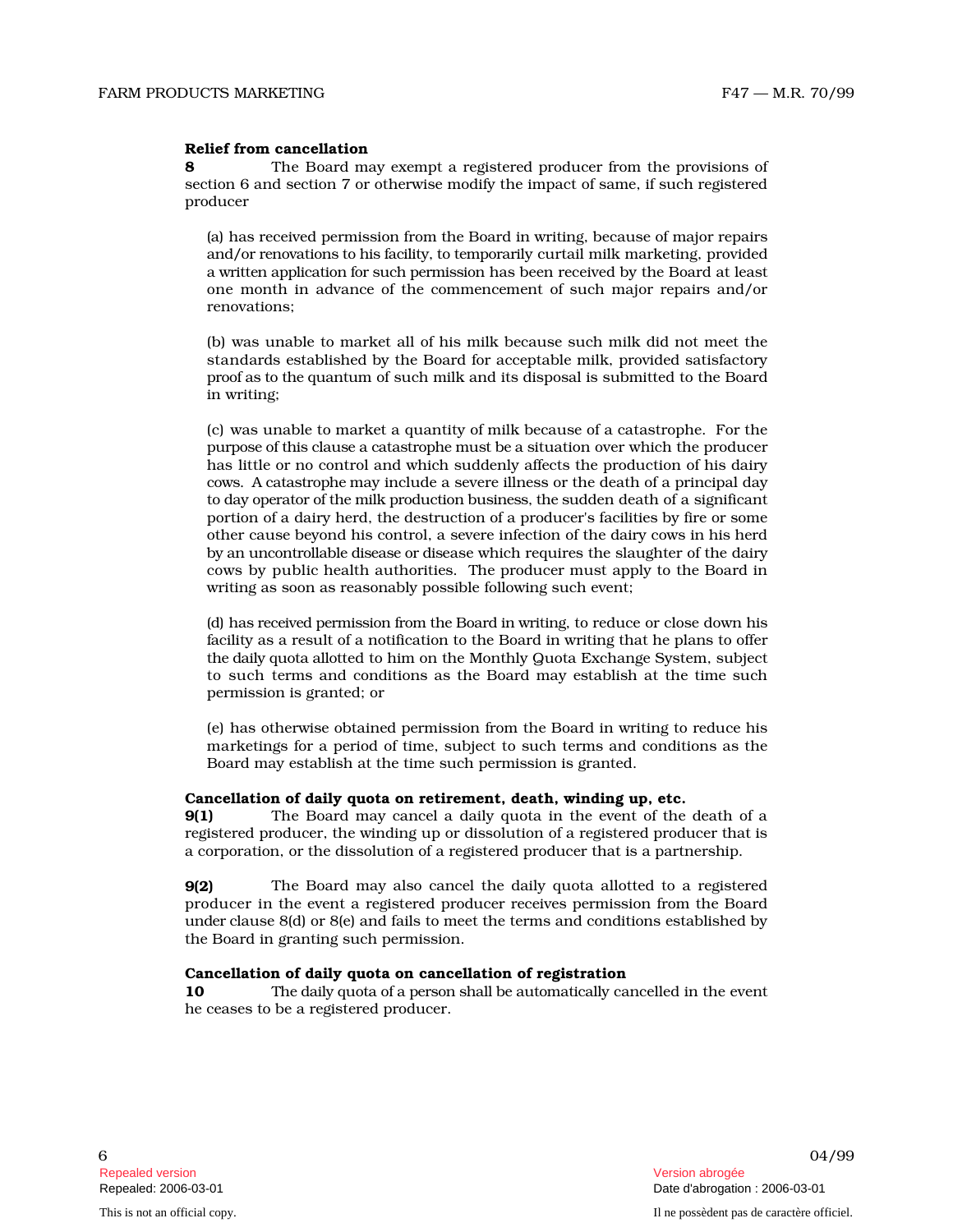### Relief from cancellation

**8** The Board may exempt a registered producer from the provisions of section 6 and section 7 or otherwise modify the impact of same, if such registered producer

(a) has received permission from the Board in writing, because of major repairs and/or renovations to his facility, to temporarily curtail milk marketing, provided a written application for such permission has been received by the Board at least one month in advance of the commencement of such major repairs and/or renovations;

(b) was unable to market all of his milk because such milk did not meet the standards established by the Board for acceptable milk, provided satisfactory proof as to the quantum of such milk and its disposal is submitted to the Board in writing;

(c) was unable to market a quantity of milk because of a catastrophe. For the purpose of this clause a catastrophe must be a situation over which the producer has little or no control and which suddenly affects the production of his dairy cows. A catastrophe may include a severe illness or the death of a principal day to day operator of the milk production business, the sudden death of a significant portion of a dairy herd, the destruction of a producer's facilities by fire or some other cause beyond his control, a severe infection of the dairy cows in his herd by an uncontrollable disease or disease which requires the slaughter of the dairy cows by public health authorities. The producer must apply to the Board in writing as soon as reasonably possible following such event;

(d) has received permission from the Board in writing, to reduce or close down his facility as a result of a notification to the Board in writing that he plans to offer the daily quota allotted to him on the Monthly Quota Exchange System, subject to such terms and conditions as the Board may establish at the time such permission is granted; or

(e) has otherwise obtained permission from the Board in writing to reduce his marketings for a period of time, subject to such terms and conditions as the Board may establish at the time such permission is granted.

### Cancellation of daily quota on retirement, death, winding up, etc.

**9(1)** The Board may cancel a daily quota in the event of the death of a registered producer, the winding up or dissolution of a registered producer that is a corporation, or the dissolution of a registered producer that is a partnership.

**9(2)** The Board may also cancel the daily quota allotted to a registered producer in the event a registered producer receives permission from the Board under clause 8(d) or 8(e) and fails to meet the terms and conditions established by the Board in granting such permission.

### Cancellation of daily quota on cancellation of registration

**10** The daily quota of a person shall be automatically cancelled in the event he ceases to be a registered producer.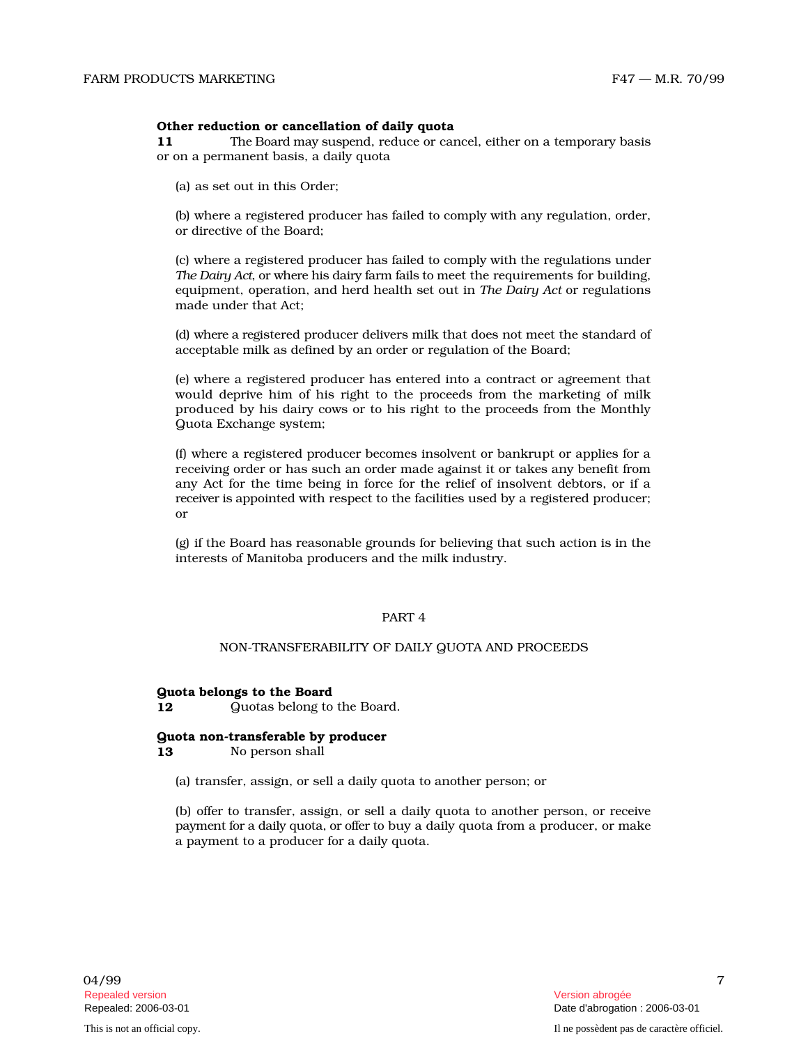**Other reduction or cancellation of daily quota**

**11** The Board may suspend, reduce or cancel, either on a temporary basis or on a permanent basis, a daily quota

(a) as set out in this Order;

(b) where a registered producer has failed to comply with any regulation, order, or directive of the Board;

(c) where a registered producer has failed to comply with the regulations under *The Dairy Act*, or where his dairy farm fails to meet the requirements for building, equipment, operation, and herd health set out in *The Dairy Act* or regulations made under that Act;

(d) where a registered producer delivers milk that does not meet the standard of acceptable milk as defined by an order or regulation of the Board;

(e) where a registered producer has entered into a contract or agreement that would deprive him of his right to the proceeds from the marketing of milk produced by his dairy cows or to his right to the proceeds from the Monthly Quota Exchange system;

(f) where a registered producer becomes insolvent or bankrupt or applies for a receiving order or has such an order made against it or takes any benefit from any Act for the time being in force for the relief of insolvent debtors, or if a receiver is appointed with respect to the facilities used by a registered producer; or

(g) if the Board has reasonable grounds for believing that such action is in the interests of Manitoba producers and the milk industry.

## PART 4

## NON-TRANSFERABILITY OF DAILY QUOTA AND PROCEEDS

**Quota belongs to the Board**

**12** Quotas belong to the Board.

**Quota non-transferable by producer**

**13** No person shall

(a) transfer, assign, or sell a daily quota to another person; or

(b) offer to transfer, assign, or sell a daily quota to another person, or receive payment for a daily quota, or offer to buy a daily quota from a producer, or make a payment to a producer for a daily quota.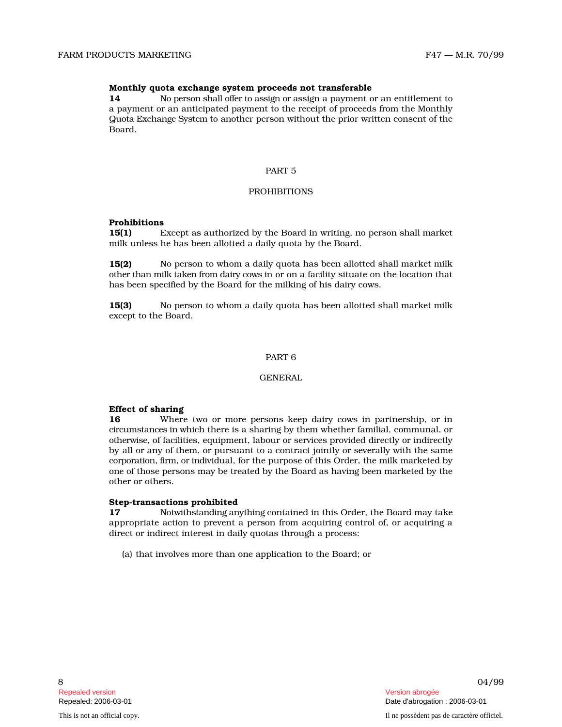**Monthly quota exchange system proceeds not transferable**

**14** No person shall offer to assign or assign a payment or an entitlement to a payment or an anticipated payment to the receipt of proceeds from the Monthly Quota Exchange System to another person without the prior written consent of the Board.

## PART 5

## PROHIBITIONS

**Prohibitions**

**15(1)** Except as authorized by the Board in writing, no person shall market milk unless he has been allotted a daily quota by the Board.

**15(2)** No person to whom a daily quota has been allotted shall market milk other than milk taken from dairy cows in or on a facility situate on the location that has been specified by the Board for the milking of his dairy cows.

**15(3)** No person to whom a daily quota has been allotted shall market milk except to the Board.

## PART 6

## GENERAL

**Effect of sharing**

**16** Where two or more persons keep dairy cows in partnership, or in circumstances in which there is a sharing by them whether familial, communal, or otherwise, of facilities, equipment, labour or services provided directly or indirectly by all or any of them, or pursuant to a contract jointly or severally with the same corporation, firm, or individual, for the purpose of this Order, the milk marketed by one of those persons may be treated by the Board as having been marketed by the other or others.

**Step-transactions prohibited**

**17** Notwithstanding anything contained in this Order, the Board may take appropriate action to prevent a person from acquiring control of, or acquiring a direct or indirect interest in daily quotas through a process:

(a) that involves more than one application to the Board; or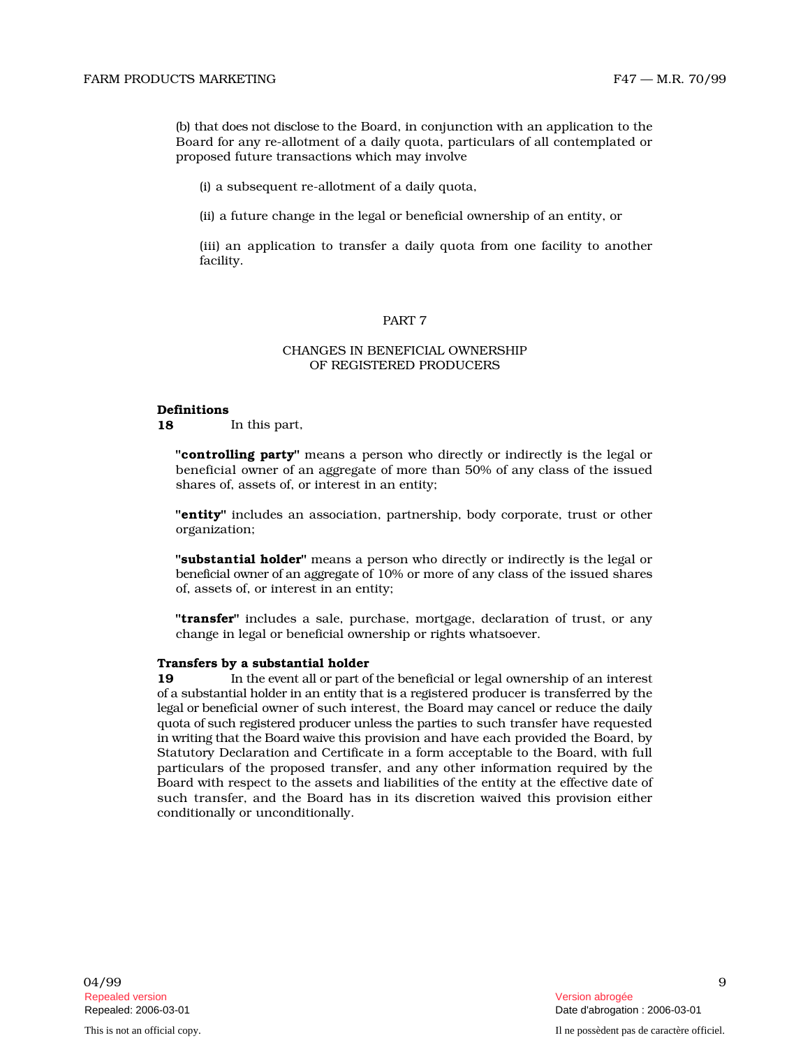(b) that does not disclose to the Board, in conjunction with an application to the Board for any re-allotment of a daily quota, particulars of all contemplated or proposed future transactions which may involve

(i) a subsequent re-allotment of a daily quota,

(ii) a future change in the legal or beneficial ownership of an entity, or

(iii) an application to transfer a daily quota from one facility to another facility.

## PART 7

## CHANGES IN BENEFICIAL OWNERSHIP OF REGISTERED PRODUCERS

**Definitions**

**18** In this part,

**"controlling party"** means a person who directly or indirectly is the legal or beneficial owner of an aggregate of more than 50% of any class of the issued shares of, assets of, or interest in an entity;

**"entity"** includes an association, partnership, body corporate, trust or other organization;

**"substantial holder"** means a person who directly or indirectly is the legal or beneficial owner of an aggregate of 10% or more of any class of the issued shares of, assets of, or interest in an entity;

**"transfer"** includes a sale, purchase, mortgage, declaration of trust, or any change in legal or beneficial ownership or rights whatsoever.

**Transfers by a substantial holder**

**19** In the event all or part of the beneficial or legal ownership of an interest of a substantial holder in an entity that is a registered producer is transferred by the legal or beneficial owner of such interest, the Board may cancel or reduce the daily quota of such registered producer unless the parties to such transfer have requested in writing that the Board waive this provision and have each provided the Board, by Statutory Declaration and Certificate in a form acceptable to the Board, with full particulars of the proposed transfer, and any other information required by the Board with respect to the assets and liabilities of the entity at the effective date of such transfer, and the Board has in its discretion waived this provision either conditionally or unconditionally.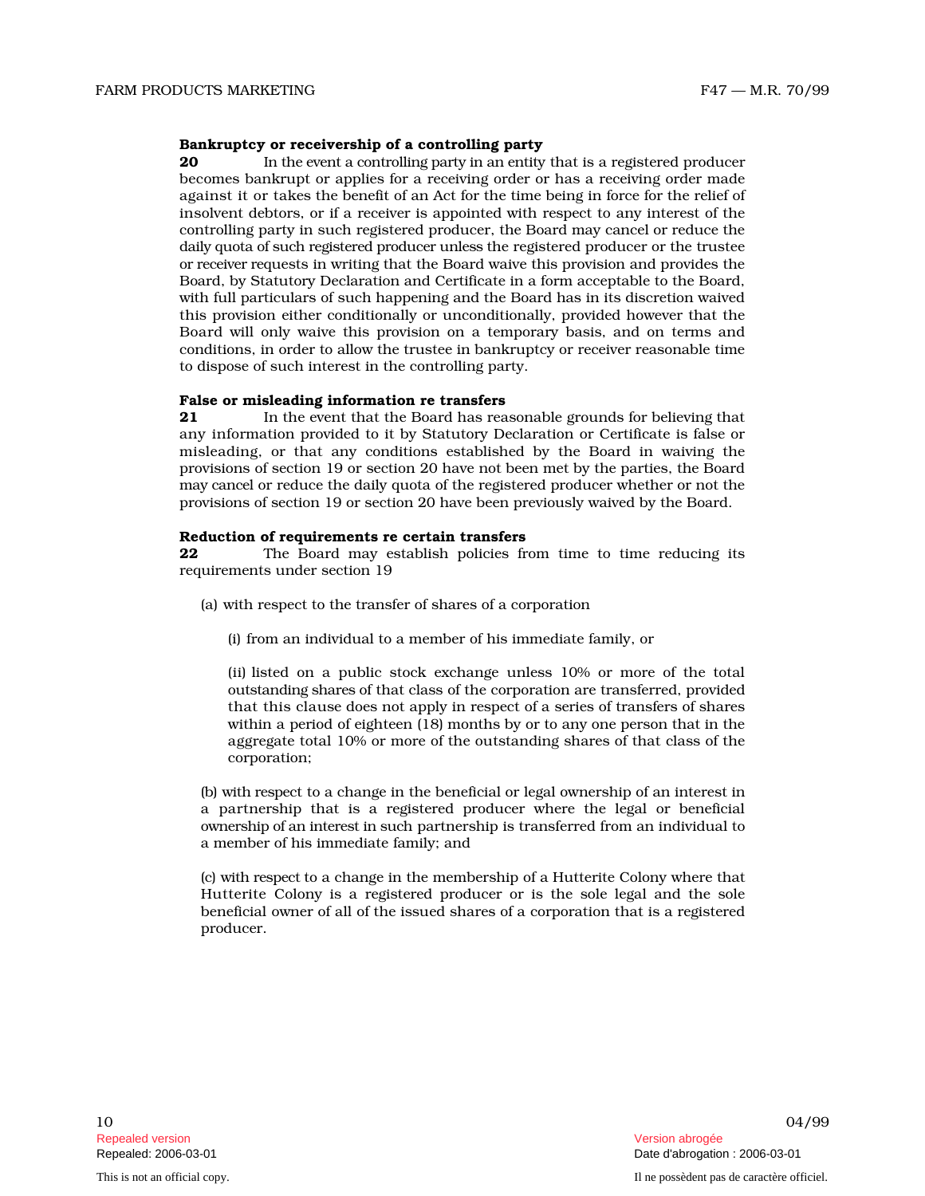**Bankruptcy or receivership of a controlling party**

**20** In the event a controlling party in an entity that is a registered producer becomes bankrupt or applies for a receiving order or has a receiving order made against it or takes the benefit of an Act for the time being in force for the relief of insolvent debtors, or if a receiver is appointed with respect to any interest of the controlling party in such registered producer, the Board may cancel or reduce the daily quota of such registered producer unless the registered producer or the trustee or receiver requests in writing that the Board waive this provision and provides the Board, by Statutory Declaration and Certificate in a form acceptable to the Board, with full particulars of such happening and the Board has in its discretion waived this provision either conditionally or unconditionally, provided however that the Board will only waive this provision on a temporary basis, and on terms and conditions, in order to allow the trustee in bankruptcy or receiver reasonable time to dispose of such interest in the controlling party.

**False or misleading information re transfers**

**21** In the event that the Board has reasonable grounds for believing that any information provided to it by Statutory Declaration or Certificate is false or misleading, or that any conditions established by the Board in waiving the provisions of section 19 or section 20 have not been met by the parties, the Board may cancel or reduce the daily quota of the registered producer whether or not the provisions of section 19 or section 20 have been previously waived by the Board.

**Reduction of requirements re certain transfers**

**22** The Board may establish policies from time to time reducing its requirements under section 19

(a) with respect to the transfer of shares of a corporation

(i) from an individual to a member of his immediate family, or

(ii) listed on a public stock exchange unless 10% or more of the total outstanding shares of that class of the corporation are transferred, provided that this clause does not apply in respect of a series of transfers of shares within a period of eighteen (18) months by or to any one person that in the aggregate total 10% or more of the outstanding shares of that class of the corporation;

(b) with respect to a change in the beneficial or legal ownership of an interest in a partnership that is a registered producer where the legal or beneficial ownership of an interest in such partnership is transferred from an individual to a member of his immediate family; and

(c) with respect to a change in the membership of a Hutterite Colony where that Hutterite Colony is a registered producer or is the sole legal and the sole beneficial owner of all of the issued shares of a corporation that is a registered producer.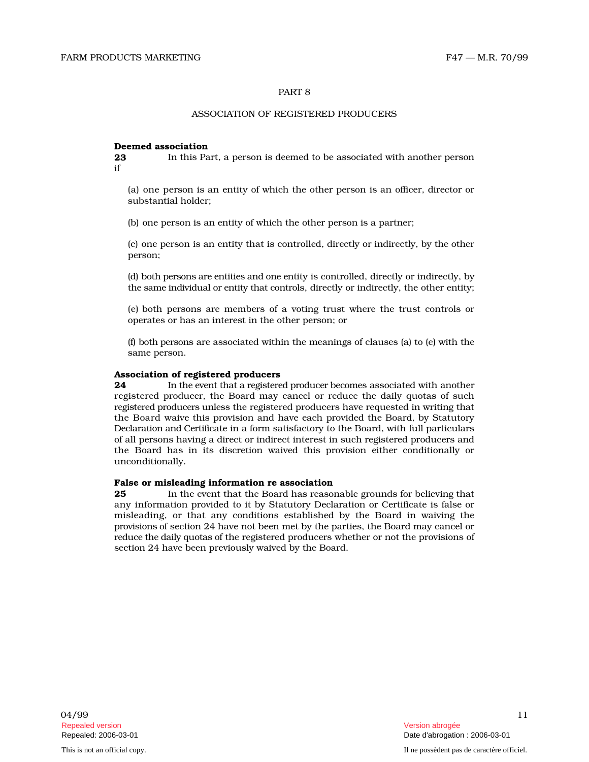## PART 8

## ASSOCIATION OF REGISTERED PRODUCERS

**Deemed association**

**23** In this Part, a person is deemed to be associated with another person if

(a) one person is an entity of which the other person is an officer, director or substantial holder;

(b) one person is an entity of which the other person is a partner;

(c) one person is an entity that is controlled, directly or indirectly, by the other person;

(d) both persons are entities and one entity is controlled, directly or indirectly, by the same individual or entity that controls, directly or indirectly, the other entity;

(e) both persons are members of a voting trust where the trust controls or operates or has an interest in the other person; or

(f) both persons are associated within the meanings of clauses (a) to (e) with the same person.

**Association of registered producers**

**24** In the event that a registered producer becomes associated with another registered producer, the Board may cancel or reduce the daily quotas of such registered producers unless the registered producers have requested in writing that the Board waive this provision and have each provided the Board, by Statutory Declaration and Certificate in a form satisfactory to the Board, with full particulars of all persons having a direct or indirect interest in such registered producers and the Board has in its discretion waived this provision either conditionally or unconditionally.

**False or misleading information re association**

**25** In the event that the Board has reasonable grounds for believing that any information provided to it by Statutory Declaration or Certificate is false or misleading, or that any conditions established by the Board in waiving the provisions of section 24 have not been met by the parties, the Board may cancel or reduce the daily quotas of the registered producers whether or not the provisions of section 24 have been previously waived by the Board.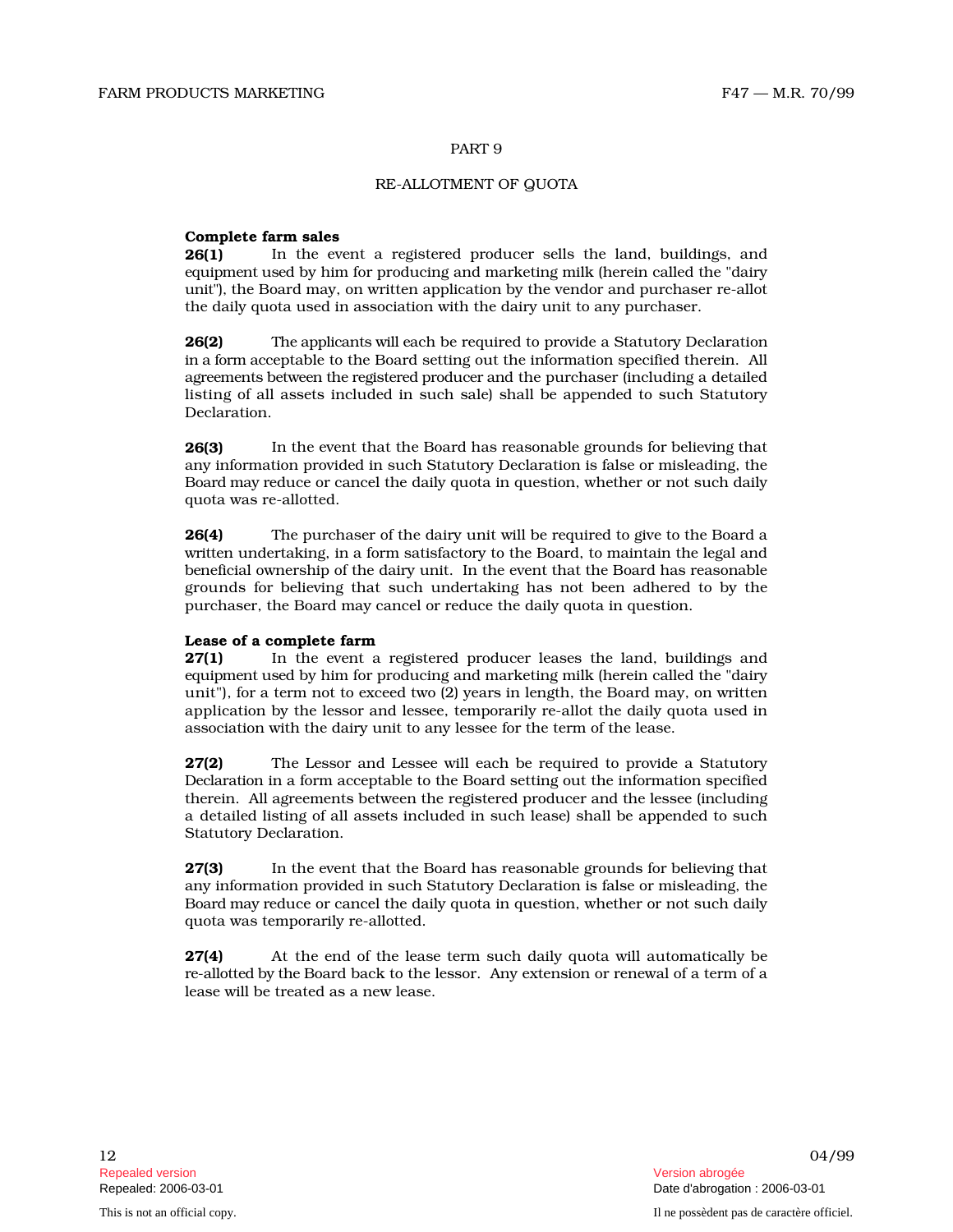## PART 9

## RE-ALLOTMENT OF QUOTA

**Complete farm sales**

**26(1)** In the event a registered producer sells the land, buildings, and equipment used by him for producing and marketing milk (herein called the "dairy unit"), the Board may, on written application by the vendor and purchaser re-allot the daily quota used in association with the dairy unit to any purchaser.

**26(2)** The applicants will each be required to provide a Statutory Declaration in a form acceptable to the Board setting out the information specified therein. All agreements between the registered producer and the purchaser (including a detailed listing of all assets included in such sale) shall be appended to such Statutory Declaration.

**26(3)** In the event that the Board has reasonable grounds for believing that any information provided in such Statutory Declaration is false or misleading, the Board may reduce or cancel the daily quota in question, whether or not such daily quota was re-allotted.

**26(4)** The purchaser of the dairy unit will be required to give to the Board a written undertaking, in a form satisfactory to the Board, to maintain the legal and beneficial ownership of the dairy unit. In the event that the Board has reasonable grounds for believing that such undertaking has not been adhered to by the purchaser, the Board may cancel or reduce the daily quota in question.

**Lease of a complete farm**

**27(1)** In the event a registered producer leases the land, buildings and equipment used by him for producing and marketing milk (herein called the "dairy unit"), for a term not to exceed two (2) years in length, the Board may, on written application by the lessor and lessee, temporarily re-allot the daily quota used in association with the dairy unit to any lessee for the term of the lease.

**27(2)** The Lessor and Lessee will each be required to provide a Statutory Declaration in a form acceptable to the Board setting out the information specified therein. All agreements between the registered producer and the lessee (including a detailed listing of all assets included in such lease) shall be appended to such Statutory Declaration.

**27(3)** In the event that the Board has reasonable grounds for believing that any information provided in such Statutory Declaration is false or misleading, the Board may reduce or cancel the daily quota in question, whether or not such daily quota was temporarily re-allotted.

**27(4)** At the end of the lease term such daily quota will automatically be re-allotted by the Board back to the lessor. Any extension or renewal of a term of a lease will be treated as a new lease.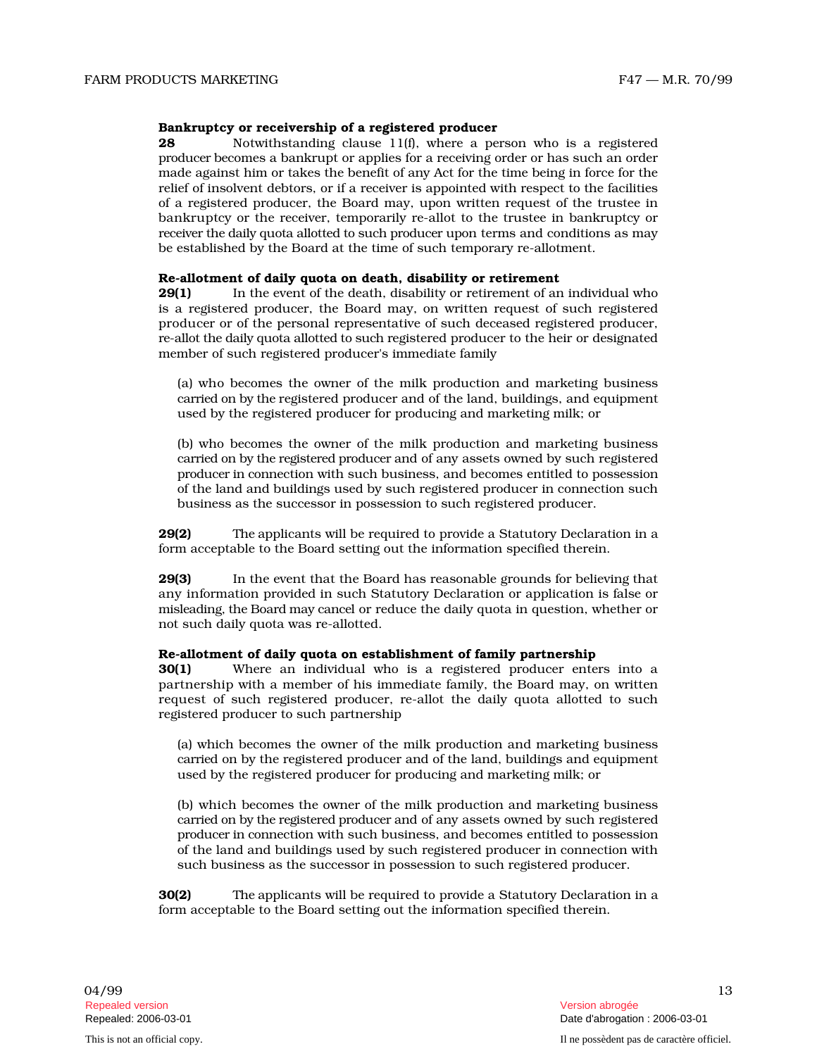### Bankruptcy or receivership of a registered producer

**28** Notwithstanding clause 11(f), where a person who is a registered producer becomes a bankrupt or applies for a receiving order or has such an order made against him or takes the benefit of any Act for the time being in force for the relief of insolvent debtors, or if a receiver is appointed with respect to the facilities of a registered producer, the Board may, upon written request of the trustee in bankruptcy or the receiver, temporarily re-allot to the trustee in bankruptcy or receiver the daily quota allotted to such producer upon terms and conditions as may be established by the Board at the time of such temporary re-allotment.

### Re-allotment of daily quota on death, disability or retirement

**29(1)** In the event of the death, disability or retirement of an individual who is a registered producer, the Board may, on written request of such registered producer or of the personal representative of such deceased registered producer, re-allot the daily quota allotted to such registered producer to the heir or designated member of such registered producer's immediate family

(a) who becomes the owner of the milk production and marketing business carried on by the registered producer and of the land, buildings, and equipment used by the registered producer for producing and marketing milk; or

(b) who becomes the owner of the milk production and marketing business carried on by the registered producer and of any assets owned by such registered producer in connection with such business, and becomes entitled to possession of the land and buildings used by such registered producer in connection such business as the successor in possession to such registered producer.

**29(2)** The applicants will be required to provide a Statutory Declaration in a form acceptable to the Board setting out the information specified therein.

**29(3)** In the event that the Board has reasonable grounds for believing that any information provided in such Statutory Declaration or application is false or misleading, the Board may cancel or reduce the daily quota in question, whether or not such daily quota was re-allotted.

### Re-allotment of daily quota on establishment of family partnership

**30(1)** Where an individual who is a registered producer enters into a partnership with a member of his immediate family, the Board may, on written request of such registered producer, re-allot the daily quota allotted to such registered producer to such partnership

(a) which becomes the owner of the milk production and marketing business carried on by the registered producer and of the land, buildings and equipment used by the registered producer for producing and marketing milk; or

(b) which becomes the owner of the milk production and marketing business carried on by the registered producer and of any assets owned by such registered producer in connection with such business, and becomes entitled to possession of the land and buildings used by such registered producer in connection with such business as the successor in possession to such registered producer.

**30(2)** The applicants will be required to provide a Statutory Declaration in a form acceptable to the Board setting out the information specified therein.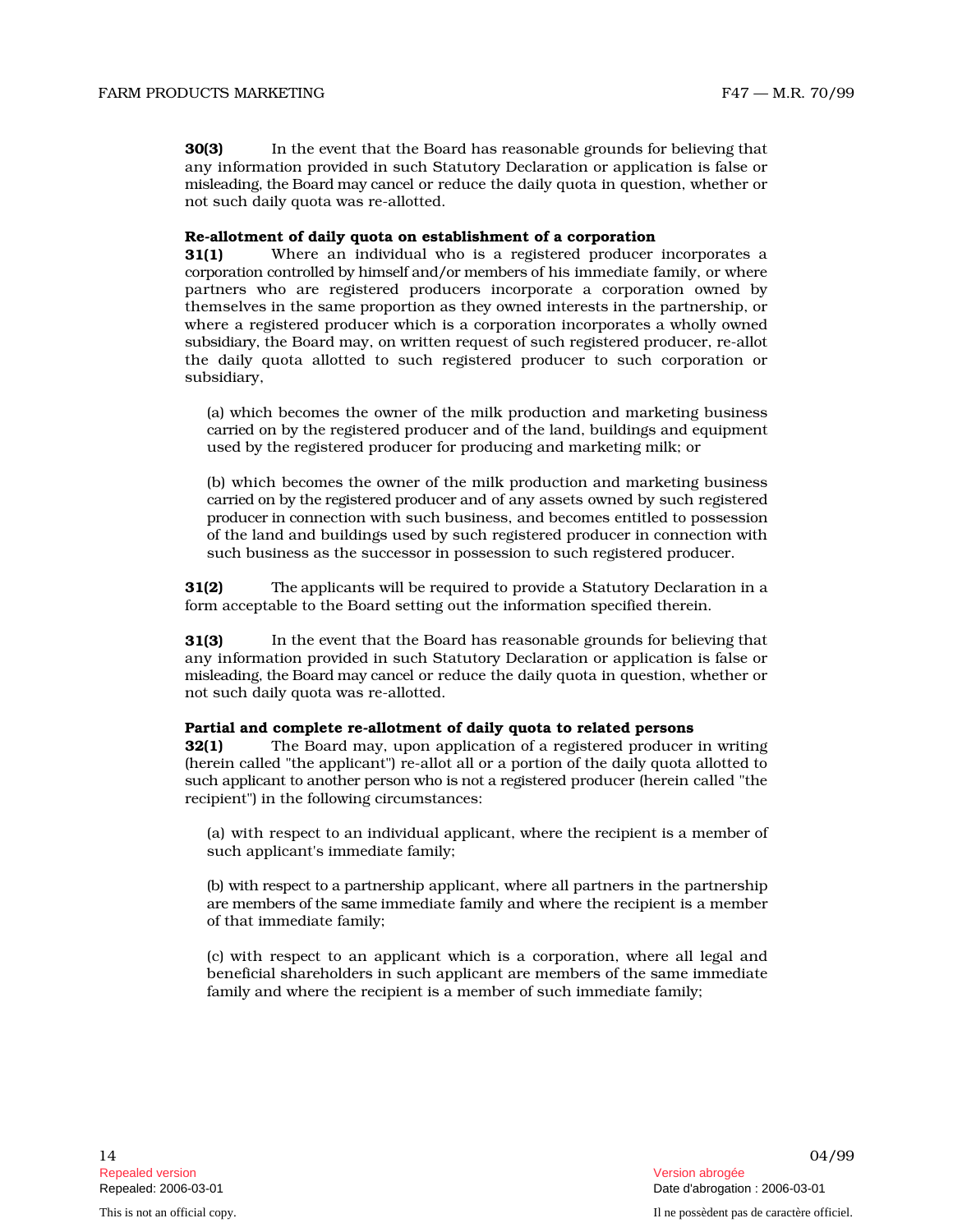**30(3)** In the event that the Board has reasonable grounds for believing that any information provided in such Statutory Declaration or application is false or misleading, the Board may cancel or reduce the daily quota in question, whether or not such daily quota was re-allotted.

**Re-allotment of daily quota on establishment of a corporation**

**31(1)** Where an individual who is a registered producer incorporates a corporation controlled by himself and/or members of his immediate family, or where partners who are registered producers incorporate a corporation owned by themselves in the same proportion as they owned interests in the partnership, or where a registered producer which is a corporation incorporates a wholly owned subsidiary, the Board may, on written request of such registered producer, re-allot the daily quota allotted to such registered producer to such corporation or subsidiary,

(a) which becomes the owner of the milk production and marketing business carried on by the registered producer and of the land, buildings and equipment used by the registered producer for producing and marketing milk; or

(b) which becomes the owner of the milk production and marketing business carried on by the registered producer and of any assets owned by such registered producer in connection with such business, and becomes entitled to possession of the land and buildings used by such registered producer in connection with such business as the successor in possession to such registered producer.

**31(2)** The applicants will be required to provide a Statutory Declaration in a form acceptable to the Board setting out the information specified therein.

**31(3)** In the event that the Board has reasonable grounds for believing that any information provided in such Statutory Declaration or application is false or misleading, the Board may cancel or reduce the daily quota in question, whether or not such daily quota was re-allotted.

**Partial and complete re-allotment of daily quota to related persons**

**32(1)** The Board may, upon application of a registered producer in writing (herein called "the applicant") re-allot all or a portion of the daily quota allotted to such applicant to another person who is not a registered producer (herein called "the recipient") in the following circumstances:

(a) with respect to an individual applicant, where the recipient is a member of such applicant's immediate family;

(b) with respect to a partnership applicant, where all partners in the partnership are members of the same immediate family and where the recipient is a member of that immediate family;

(c) with respect to an applicant which is a corporation, where all legal and beneficial shareholders in such applicant are members of the same immediate family and where the recipient is a member of such immediate family;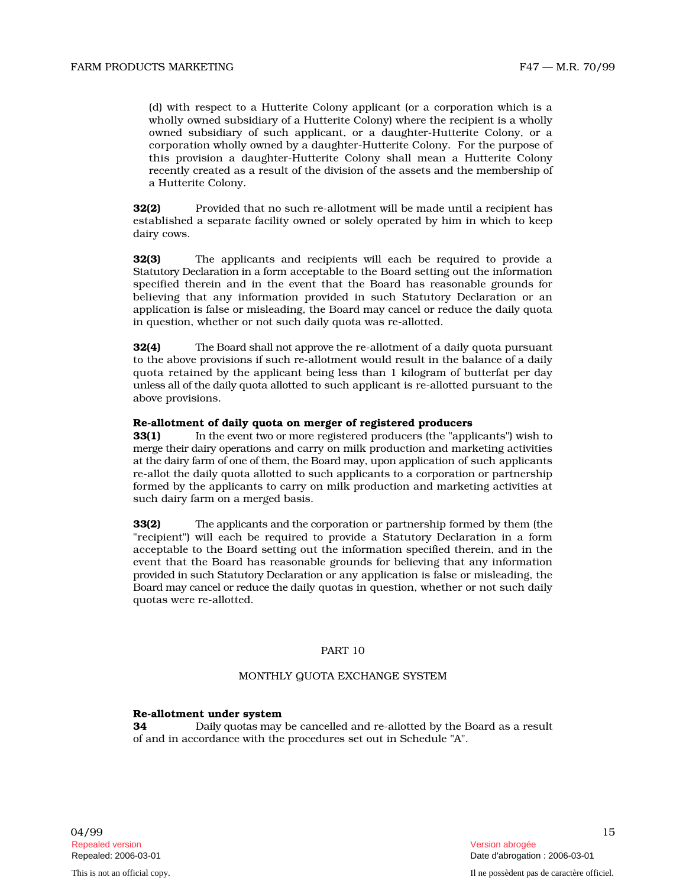(d) with respect to a Hutterite Colony applicant (or a corporation which is a wholly owned subsidiary of a Hutterite Colony) where the recipient is a wholly owned subsidiary of such applicant, or a daughter-Hutterite Colony, or a corporation wholly owned by a daughter-Hutterite Colony. For the purpose of this provision a daughter-Hutterite Colony shall mean a Hutterite Colony recently created as a result of the division of the assets and the membership of a Hutterite Colony.

**32(2)** Provided that no such re-allotment will be made until a recipient has established a separate facility owned or solely operated by him in which to keep dairy cows.

**32(3)** The applicants and recipients will each be required to provide a Statutory Declaration in a form acceptable to the Board setting out the information specified therein and in the event that the Board has reasonable grounds for believing that any information provided in such Statutory Declaration or an application is false or misleading, the Board may cancel or reduce the daily quota in question, whether or not such daily quota was re-allotted.

**32(4)** The Board shall not approve the re-allotment of a daily quota pursuant to the above provisions if such re-allotment would result in the balance of a daily quota retained by the applicant being less than 1 kilogram of butterfat per day unless all of the daily quota allotted to such applicant is re-allotted pursuant to the above provisions.

**Re-allotment of daily quota on merger of registered producers**

**33(1)** In the event two or more registered producers (the "applicants") wish to merge their dairy operations and carry on milk production and marketing activities at the dairy farm of one of them, the Board may, upon application of such applicants re-allot the daily quota allotted to such applicants to a corporation or partnership formed by the applicants to carry on milk production and marketing activities at such dairy farm on a merged basis.

**33(2)** The applicants and the corporation or partnership formed by them (the "recipient") will each be required to provide a Statutory Declaration in a form acceptable to the Board setting out the information specified therein, and in the event that the Board has reasonable grounds for believing that any information provided in such Statutory Declaration or any application is false or misleading, the Board may cancel or reduce the daily quotas in question, whether or not such daily quotas were re-allotted.

## PART 10

## MONTHLY QUOTA EXCHANGE SYSTEM

**Re-allotment under system**

**34** Daily quotas may be cancelled and re-allotted by the Board as a result of and in accordance with the procedures set out in Schedule "A".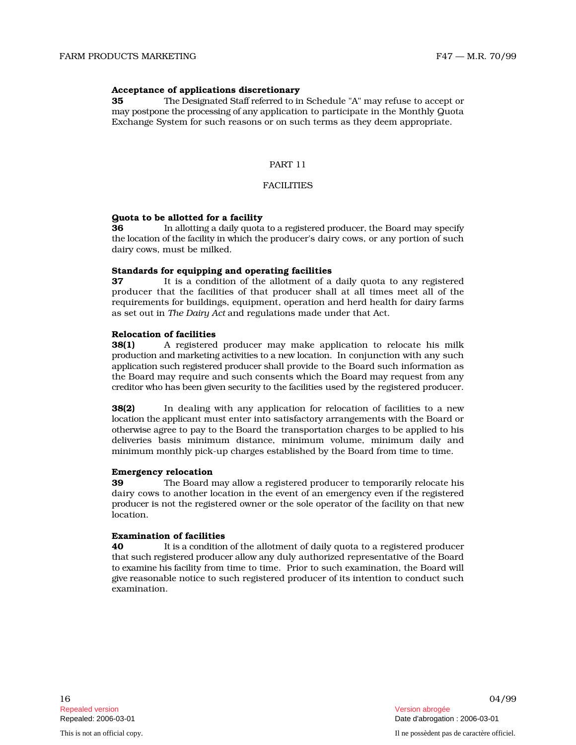**Acceptance of applications discretionary**

**35** The Designated Staff referred to in Schedule "A" may refuse to accept or may postpone the processing of any application to participate in the Monthly Quota Exchange System for such reasons or on such terms as they deem appropriate.

## PART 11

## FACILITIES

**Quota to be allotted for a facility**

**36** In allotting a daily quota to a registered producer, the Board may specify the location of the facility in which the producer's dairy cows, or any portion of such dairy cows, must be milked.

**Standards for equipping and operating facilities**

**37** It is a condition of the allotment of a daily quota to any registered producer that the facilities of that producer shall at all times meet all of the requirements for buildings, equipment, operation and herd health for dairy farms as set out in *The Dairy Act* and regulations made under that Act.

**Relocation of facilities**

**38(1)** A registered producer may make application to relocate his milk production and marketing activities to a new location. In conjunction with any such application such registered producer shall provide to the Board such information as the Board may require and such consents which the Board may request from any creditor who has been given security to the facilities used by the registered producer.

**38(2)** In dealing with any application for relocation of facilities to a new location the applicant must enter into satisfactory arrangements with the Board or otherwise agree to pay to the Board the transportation charges to be applied to his deliveries basis minimum distance, minimum volume, minimum daily and minimum monthly pick-up charges established by the Board from time to time.

**Emergency relocation**

**39** The Board may allow a registered producer to temporarily relocate his dairy cows to another location in the event of an emergency even if the registered producer is not the registered owner or the sole operator of the facility on that new location.

**Examination of facilities**

**40** It is a condition of the allotment of daily quota to a registered producer that such registered producer allow any duly authorized representative of the Board to examine his facility from time to time. Prior to such examination, the Board will give reasonable notice to such registered producer of its intention to conduct such examination.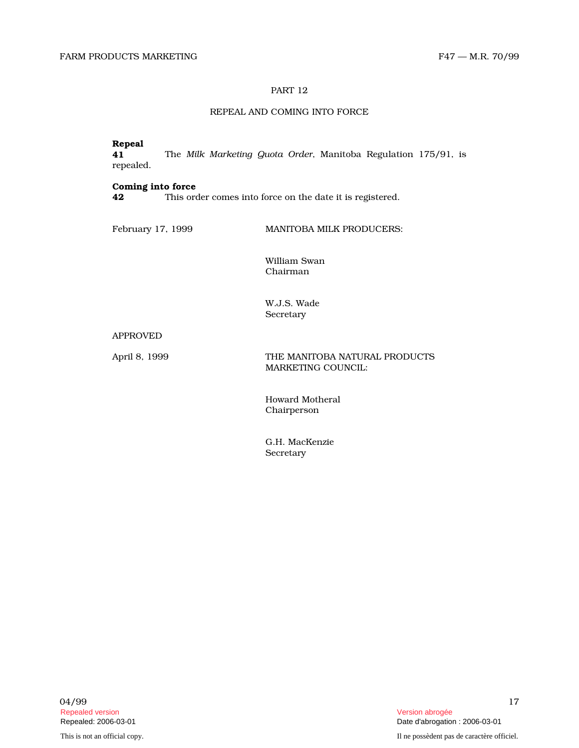## PART 12

### REPEAL AND COMING INTO FORCE

**Repeal**

**41** The *Milk Marketing Quota Order*, Manitoba Regulation 175/91, is repealed.

**Coming into force**

**42** This order comes into force on the date it is registered.

February 17, 1999 MANITOBA MILK PRODUCERS:

William Swan
Chairman

W.J.S. Wade
Secretary

APPROVED

April 8, 1999 THE MANITOBA NATURAL PRODUCTS MARKETING COUNCIL:

Howard Motheral
Chairperson

G.H. MacKenzie
Secretary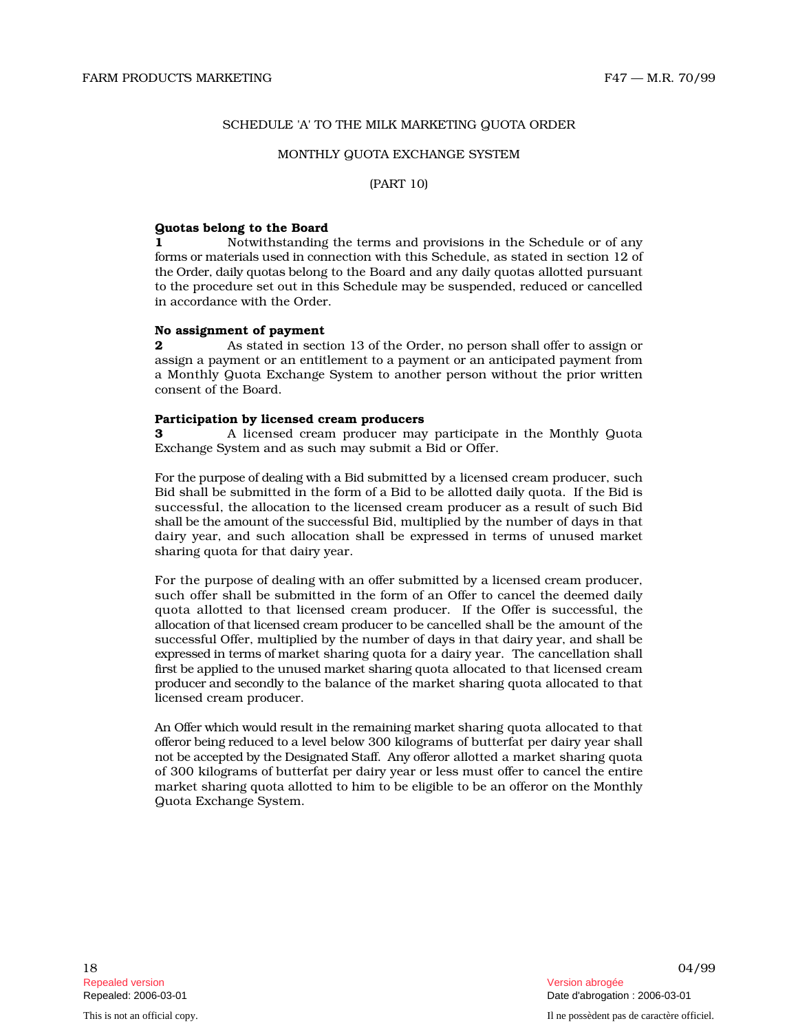SCHEDULE 'A' TO THE MILK MARKETING QUOTA ORDER

MONTHLY QUOTA EXCHANGE SYSTEM

(PART 10)

**Quotas belong to the Board**

**1** Notwithstanding the terms and provisions in the Schedule or of any forms or materials used in connection with this Schedule, as stated in section 12 of the Order, daily quotas belong to the Board and any daily quotas allotted pursuant to the procedure set out in this Schedule may be suspended, reduced or cancelled in accordance with the Order.

**No assignment of payment**

**2** As stated in section 13 of the Order, no person shall offer to assign or assign a payment or an entitlement to a payment or an anticipated payment from a Monthly Quota Exchange System to another person without the prior written consent of the Board.

**Participation by licensed cream producers**

**3** A licensed cream producer may participate in the Monthly Quota Exchange System and as such may submit a Bid or Offer.

For the purpose of dealing with a Bid submitted by a licensed cream producer, such Bid shall be submitted in the form of a Bid to be allotted daily quota. If the Bid is successful, the allocation to the licensed cream producer as a result of such Bid shall be the amount of the successful Bid, multiplied by the number of days in that dairy year, and such allocation shall be expressed in terms of unused market sharing quota for that dairy year.

For the purpose of dealing with an offer submitted by a licensed cream producer, such offer shall be submitted in the form of an Offer to cancel the deemed daily quota allotted to that licensed cream producer. If the Offer is successful, the allocation of that licensed cream producer to be cancelled shall be the amount of the successful Offer, multiplied by the number of days in that dairy year, and shall be expressed in terms of market sharing quota for a dairy year. The cancellation shall first be applied to the unused market sharing quota allocated to that licensed cream producer and secondly to the balance of the market sharing quota allocated to that licensed cream producer.

An Offer which would result in the remaining market sharing quota allocated to that offeror being reduced to a level below 300 kilograms of butterfat per dairy year shall not be accepted by the Designated Staff. Any offeror allotted a market sharing quota of 300 kilograms of butterfat per dairy year or less must offer to cancel the entire market sharing quota allotted to him to be eligible to be an offeror on the Monthly Quota Exchange System.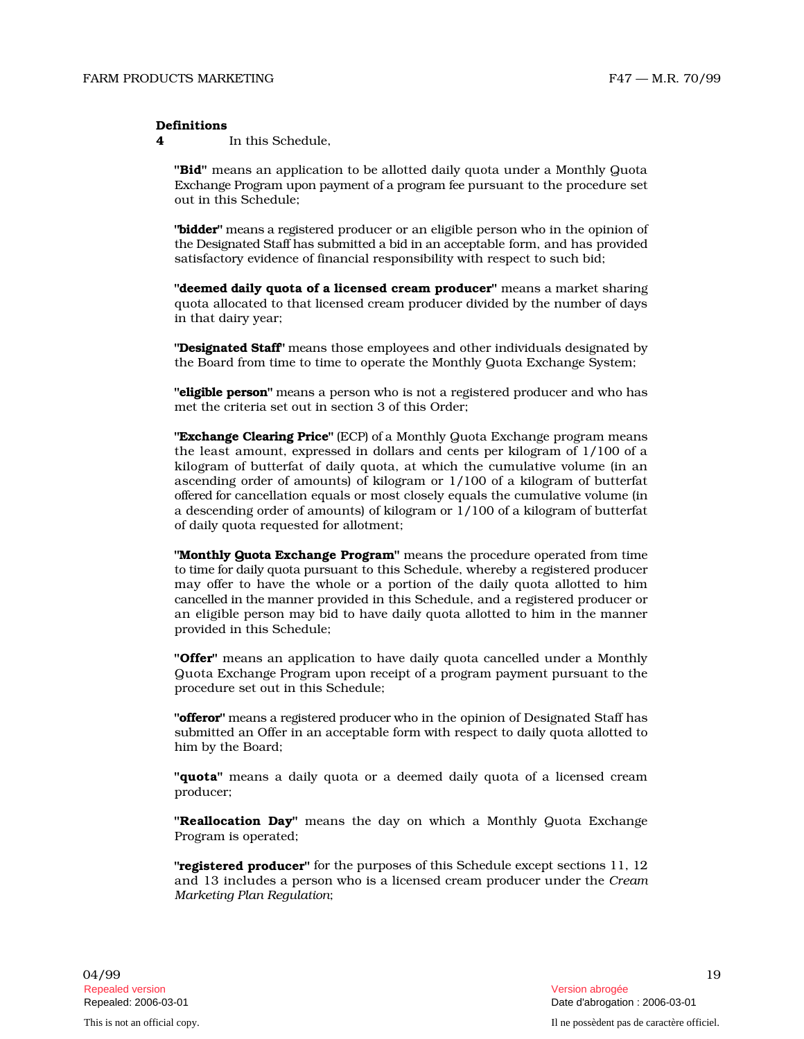**Definitions**

**4** In this Schedule,

**"Bid"** means an application to be allotted daily quota under a Monthly Quota Exchange Program upon payment of a program fee pursuant to the procedure set out in this Schedule;

**"bidder"** means a registered producer or an eligible person who in the opinion of the Designated Staff has submitted a bid in an acceptable form, and has provided satisfactory evidence of financial responsibility with respect to such bid;

**"deemed daily quota of a licensed cream producer"** means a market sharing quota allocated to that licensed cream producer divided by the number of days in that dairy year;

**"Designated Staff"** means those employees and other individuals designated by the Board from time to time to operate the Monthly Quota Exchange System;

**"eligible person"** means a person who is not a registered producer and who has met the criteria set out in section 3 of this Order;

**"Exchange Clearing Price"** (ECP) of a Monthly Quota Exchange program means the least amount, expressed in dollars and cents per kilogram of 1/100 of a kilogram of butterfat of daily quota, at which the cumulative volume (in an ascending order of amounts) of kilogram or 1/100 of a kilogram of butterfat offered for cancellation equals or most closely equals the cumulative volume (in a descending order of amounts) of kilogram or 1/100 of a kilogram of butterfat of daily quota requested for allotment;

**"Monthly Quota Exchange Program"** means the procedure operated from time to time for daily quota pursuant to this Schedule, whereby a registered producer may offer to have the whole or a portion of the daily quota allotted to him cancelled in the manner provided in this Schedule, and a registered producer or an eligible person may bid to have daily quota allotted to him in the manner provided in this Schedule;

**"Offer"** means an application to have daily quota cancelled under a Monthly Quota Exchange Program upon receipt of a program payment pursuant to the procedure set out in this Schedule;

**"offeror"** means a registered producer who in the opinion of Designated Staff has submitted an Offer in an acceptable form with respect to daily quota allotted to him by the Board;

**"quota"** means a daily quota or a deemed daily quota of a licensed cream producer;

**"Reallocation Day"** means the day on which a Monthly Quota Exchange Program is operated;

**"registered producer"** for the purposes of this Schedule except sections 11, 12 and 13 includes a person who is a licensed cream producer under the *Cream Marketing Plan Regulation*;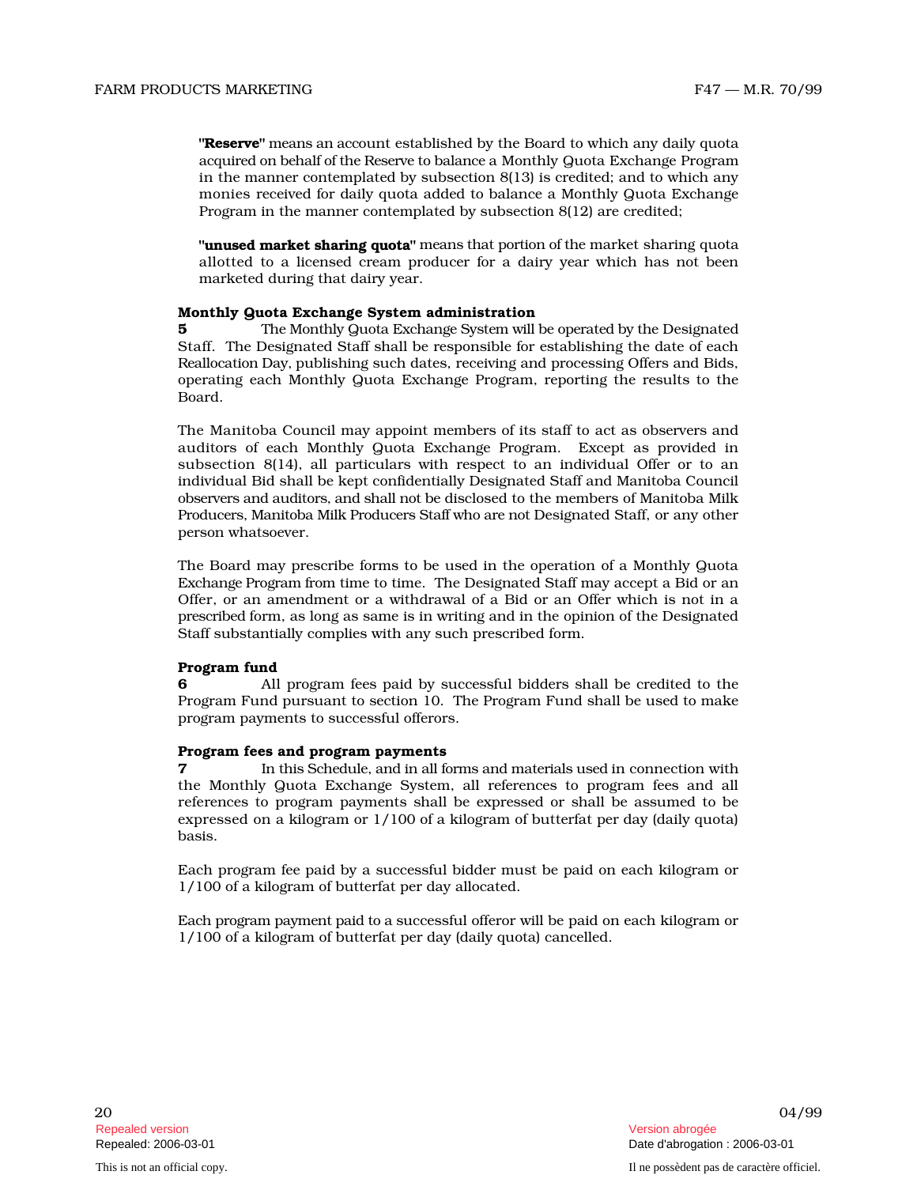**"Reserve"** means an account established by the Board to which any daily quota acquired on behalf of the Reserve to balance a Monthly Quota Exchange Program in the manner contemplated by subsection 8(13) is credited; and to which any monies received for daily quota added to balance a Monthly Quota Exchange Program in the manner contemplated by subsection 8(12) are credited;

**"unused market sharing quota"** means that portion of the market sharing quota allotted to a licensed cream producer for a dairy year which has not been marketed during that dairy year.

**Monthly Quota Exchange System administration**

**5** The Monthly Quota Exchange System will be operated by the Designated Staff. The Designated Staff shall be responsible for establishing the date of each Reallocation Day, publishing such dates, receiving and processing Offers and Bids, operating each Monthly Quota Exchange Program, reporting the results to the Board.

The Manitoba Council may appoint members of its staff to act as observers and auditors of each Monthly Quota Exchange Program. Except as provided in subsection 8(14), all particulars with respect to an individual Offer or to an individual Bid shall be kept confidentially Designated Staff and Manitoba Council observers and auditors, and shall not be disclosed to the members of Manitoba Milk Producers, Manitoba Milk Producers Staff who are not Designated Staff, or any other person whatsoever.

The Board may prescribe forms to be used in the operation of a Monthly Quota Exchange Program from time to time. The Designated Staff may accept a Bid or an Offer, or an amendment or a withdrawal of a Bid or an Offer which is not in a prescribed form, as long as same is in writing and in the opinion of the Designated Staff substantially complies with any such prescribed form.

**Program fund**

**6** All program fees paid by successful bidders shall be credited to the Program Fund pursuant to section 10. The Program Fund shall be used to make program payments to successful offerors.

**Program fees and program payments**

**7** In this Schedule, and in all forms and materials used in connection with the Monthly Quota Exchange System, all references to program fees and all references to program payments shall be expressed or shall be assumed to be expressed on a kilogram or 1/100 of a kilogram of butterfat per day (daily quota) basis.

Each program fee paid by a successful bidder must be paid on each kilogram or 1/100 of a kilogram of butterfat per day allocated.

Each program payment paid to a successful offeror will be paid on each kilogram or 1/100 of a kilogram of butterfat per day (daily quota) cancelled.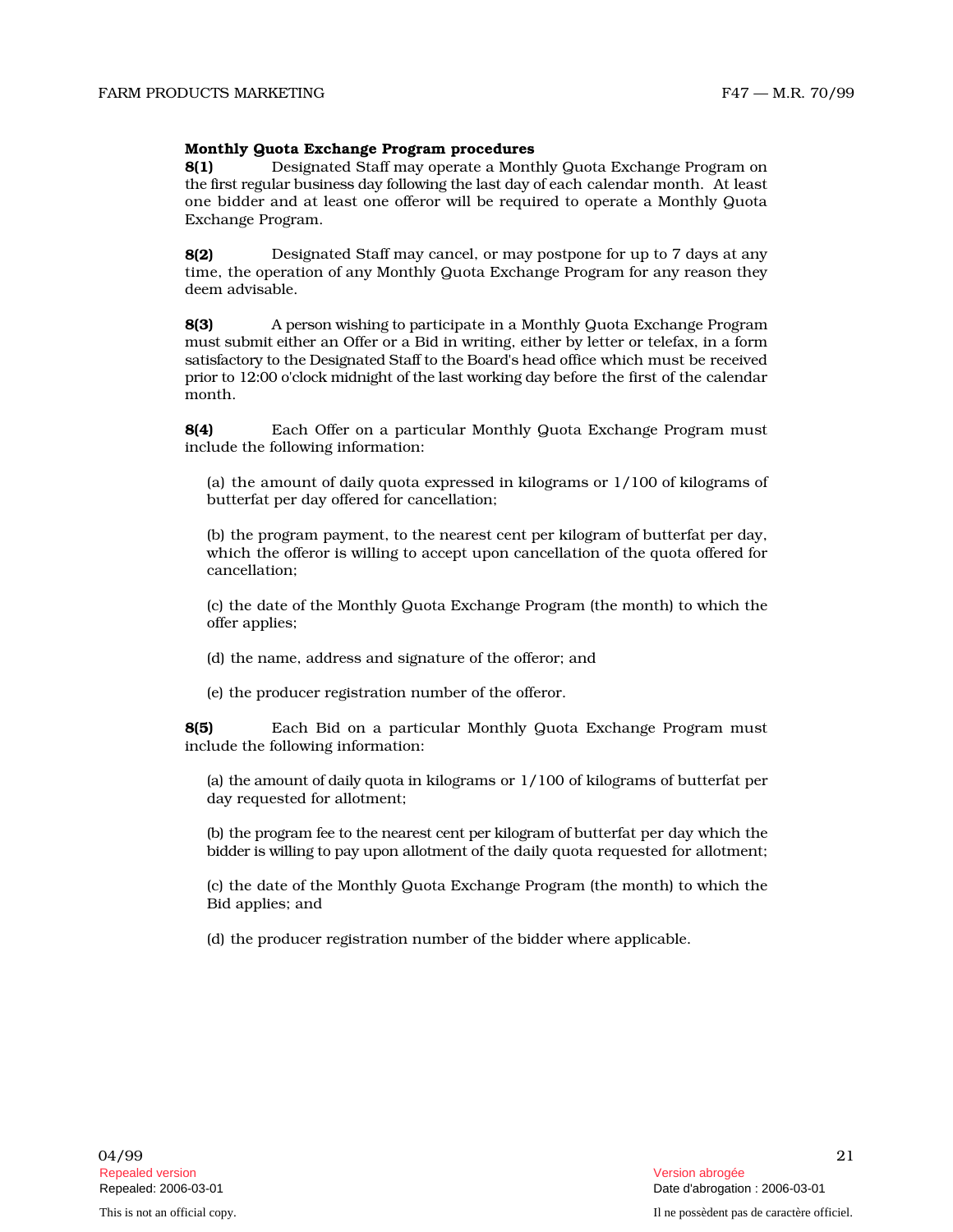**Monthly Quota Exchange Program procedures**

**8(1)** Designated Staff may operate a Monthly Quota Exchange Program on the first regular business day following the last day of each calendar month. At least one bidder and at least one offeror will be required to operate a Monthly Quota Exchange Program.

**8(2)** Designated Staff may cancel, or may postpone for up to 7 days at any time, the operation of any Monthly Quota Exchange Program for any reason they deem advisable.

**8(3)** A person wishing to participate in a Monthly Quota Exchange Program must submit either an Offer or a Bid in writing, either by letter or telefax, in a form satisfactory to the Designated Staff to the Board's head office which must be received prior to 12:00 o'clock midnight of the last working day before the first of the calendar month.

**8(4)** Each Offer on a particular Monthly Quota Exchange Program must include the following information:

(a) the amount of daily quota expressed in kilograms or 1/100 of kilograms of butterfat per day offered for cancellation;

(b) the program payment, to the nearest cent per kilogram of butterfat per day, which the offeror is willing to accept upon cancellation of the quota offered for cancellation;

(c) the date of the Monthly Quota Exchange Program (the month) to which the offer applies;

(d) the name, address and signature of the offeror; and

(e) the producer registration number of the offeror.

**8(5)** Each Bid on a particular Monthly Quota Exchange Program must include the following information:

(a) the amount of daily quota in kilograms or 1/100 of kilograms of butterfat per day requested for allotment;

(b) the program fee to the nearest cent per kilogram of butterfat per day which the bidder is willing to pay upon allotment of the daily quota requested for allotment;

(c) the date of the Monthly Quota Exchange Program (the month) to which the Bid applies; and

(d) the producer registration number of the bidder where applicable.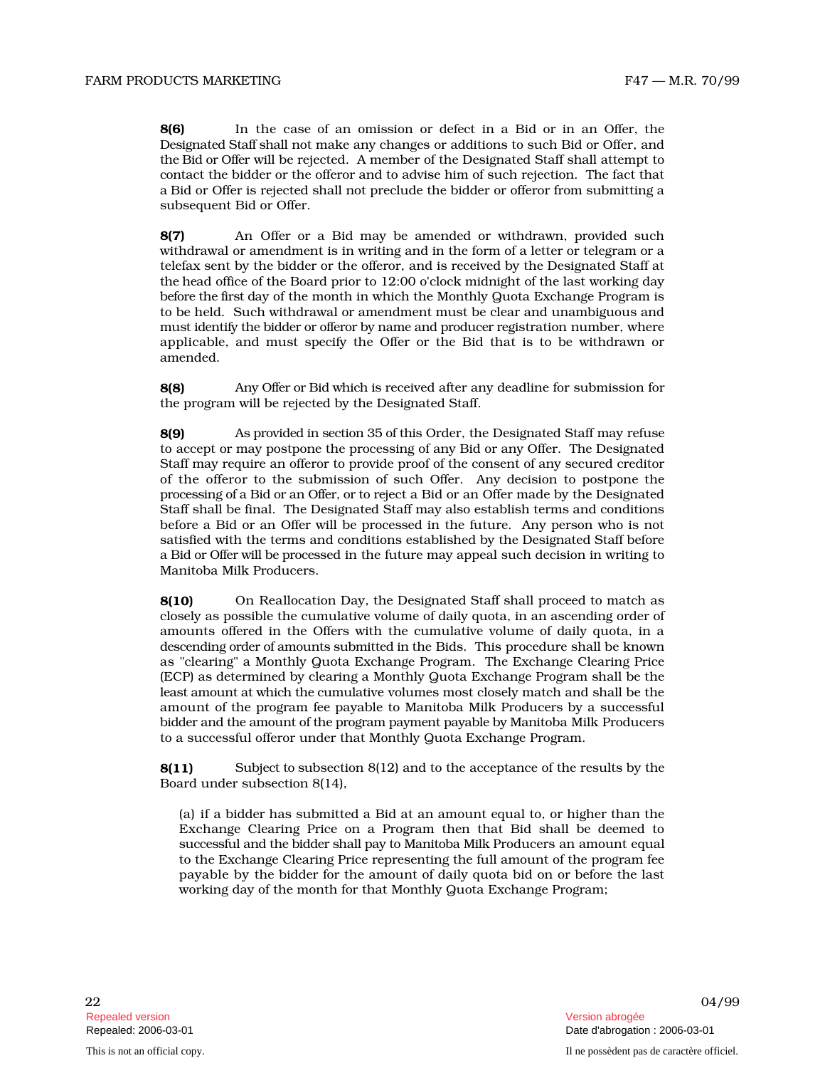**8(6)** In the case of an omission or defect in a Bid or in an Offer, the Designated Staff shall not make any changes or additions to such Bid or Offer, and the Bid or Offer will be rejected. A member of the Designated Staff shall attempt to contact the bidder or the offeror and to advise him of such rejection. The fact that a Bid or Offer is rejected shall not preclude the bidder or offeror from submitting a subsequent Bid or Offer.

**8(7)** An Offer or a Bid may be amended or withdrawn, provided such withdrawal or amendment is in writing and in the form of a letter or telegram or a telefax sent by the bidder or the offeror, and is received by the Designated Staff at the head office of the Board prior to 12:00 o'clock midnight of the last working day before the first day of the month in which the Monthly Quota Exchange Program is to be held. Such withdrawal or amendment must be clear and unambiguous and must identify the bidder or offeror by name and producer registration number, where applicable, and must specify the Offer or the Bid that is to be withdrawn or amended.

**8(8)** Any Offer or Bid which is received after any deadline for submission for the program will be rejected by the Designated Staff.

**8(9)** As provided in section 35 of this Order, the Designated Staff may refuse to accept or may postpone the processing of any Bid or any Offer. The Designated Staff may require an offeror to provide proof of the consent of any secured creditor of the offeror to the submission of such Offer. Any decision to postpone the processing of a Bid or an Offer, or to reject a Bid or an Offer made by the Designated Staff shall be final. The Designated Staff may also establish terms and conditions before a Bid or an Offer will be processed in the future. Any person who is not satisfied with the terms and conditions established by the Designated Staff before a Bid or Offer will be processed in the future may appeal such decision in writing to Manitoba Milk Producers.

**8(10)** On Reallocation Day, the Designated Staff shall proceed to match as closely as possible the cumulative volume of daily quota, in an ascending order of amounts offered in the Offers with the cumulative volume of daily quota, in a descending order of amounts submitted in the Bids. This procedure shall be known as "clearing" a Monthly Quota Exchange Program. The Exchange Clearing Price (ECP) as determined by clearing a Monthly Quota Exchange Program shall be the least amount at which the cumulative volumes most closely match and shall be the amount of the program fee payable to Manitoba Milk Producers by a successful bidder and the amount of the program payment payable by Manitoba Milk Producers to a successful offeror under that Monthly Quota Exchange Program.

**8(11)** Subject to subsection 8(12) and to the acceptance of the results by the Board under subsection 8(14),

(a) if a bidder has submitted a Bid at an amount equal to, or higher than the Exchange Clearing Price on a Program then that Bid shall be deemed to successful and the bidder shall pay to Manitoba Milk Producers an amount equal to the Exchange Clearing Price representing the full amount of the program fee payable by the bidder for the amount of daily quota bid on or before the last working day of the month for that Monthly Quota Exchange Program;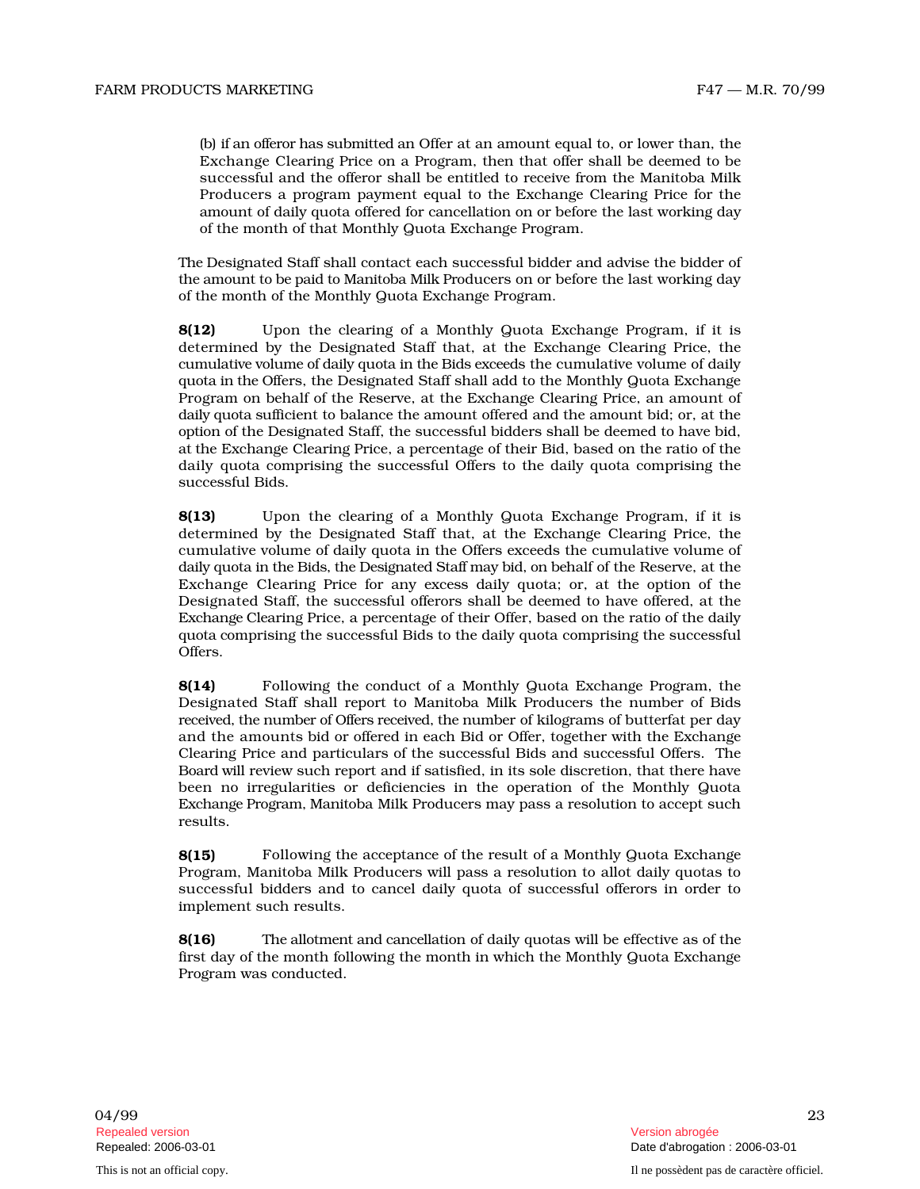(b) if an offeror has submitted an Offer at an amount equal to, or lower than, the Exchange Clearing Price on a Program, then that offer shall be deemed to be successful and the offeror shall be entitled to receive from the Manitoba Milk Producers a program payment equal to the Exchange Clearing Price for the amount of daily quota offered for cancellation on or before the last working day of the month of that Monthly Quota Exchange Program.

The Designated Staff shall contact each successful bidder and advise the bidder of the amount to be paid to Manitoba Milk Producers on or before the last working day of the month of the Monthly Quota Exchange Program.

**8(12)** Upon the clearing of a Monthly Quota Exchange Program, if it is determined by the Designated Staff that, at the Exchange Clearing Price, the cumulative volume of daily quota in the Bids exceeds the cumulative volume of daily quota in the Offers, the Designated Staff shall add to the Monthly Quota Exchange Program on behalf of the Reserve, at the Exchange Clearing Price, an amount of daily quota sufficient to balance the amount offered and the amount bid; or, at the option of the Designated Staff, the successful bidders shall be deemed to have bid, at the Exchange Clearing Price, a percentage of their Bid, based on the ratio of the daily quota comprising the successful Offers to the daily quota comprising the successful Bids.

**8(13)** Upon the clearing of a Monthly Quota Exchange Program, if it is determined by the Designated Staff that, at the Exchange Clearing Price, the cumulative volume of daily quota in the Offers exceeds the cumulative volume of daily quota in the Bids, the Designated Staff may bid, on behalf of the Reserve, at the Exchange Clearing Price for any excess daily quota; or, at the option of the Designated Staff, the successful offerors shall be deemed to have offered, at the Exchange Clearing Price, a percentage of their Offer, based on the ratio of the daily quota comprising the successful Bids to the daily quota comprising the successful Offers.

**8(14)** Following the conduct of a Monthly Quota Exchange Program, the Designated Staff shall report to Manitoba Milk Producers the number of Bids received, the number of Offers received, the number of kilograms of butterfat per day and the amounts bid or offered in each Bid or Offer, together with the Exchange Clearing Price and particulars of the successful Bids and successful Offers. The Board will review such report and if satisfied, in its sole discretion, that there have been no irregularities or deficiencies in the operation of the Monthly Quota Exchange Program, Manitoba Milk Producers may pass a resolution to accept such results.

**8(15)** Following the acceptance of the result of a Monthly Quota Exchange Program, Manitoba Milk Producers will pass a resolution to allot daily quotas to successful bidders and to cancel daily quota of successful offerors in order to implement such results.

**8(16)** The allotment and cancellation of daily quotas will be effective as of the first day of the month following the month in which the Monthly Quota Exchange Program was conducted.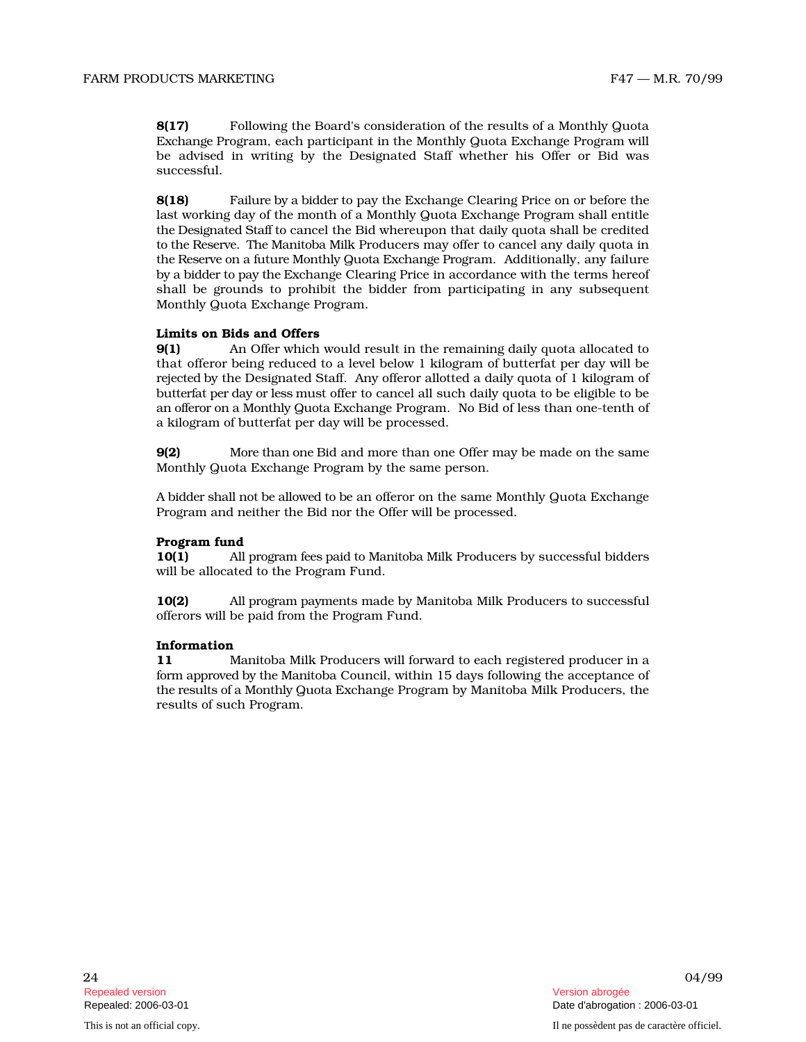**8(17)** Following the Board's consideration of the results of a Monthly Quota Exchange Program, each participant in the Monthly Quota Exchange Program will be advised in writing by the Designated Staff whether his Offer or Bid was successful.

**8(18)** Failure by a bidder to pay the Exchange Clearing Price on or before the last working day of the month of a Monthly Quota Exchange Program shall entitle the Designated Staff to cancel the Bid whereupon that daily quota shall be credited to the Reserve. The Manitoba Milk Producers may offer to cancel any daily quota in the Reserve on a future Monthly Quota Exchange Program. Additionally, any failure by a bidder to pay the Exchange Clearing Price in accordance with the terms hereof shall be grounds to prohibit the bidder from participating in any subsequent Monthly Quota Exchange Program.

**Limits on Bids and Offers**

**9(1)** An Offer which would result in the remaining daily quota allocated to that offeror being reduced to a level below 1 kilogram of butterfat per day will be rejected by the Designated Staff. Any offeror allotted a daily quota of 1 kilogram of butterfat per day or less must offer to cancel all such daily quota to be eligible to be an offeror on a Monthly Quota Exchange Program. No Bid of less than one-tenth of a kilogram of butterfat per day will be processed.

**9(2)** More than one Bid and more than one Offer may be made on the same Monthly Quota Exchange Program by the same person.

A bidder shall not be allowed to be an offeror on the same Monthly Quota Exchange Program and neither the Bid nor the Offer will be processed.

**Program fund**

**10(1)** All program fees paid to Manitoba Milk Producers by successful bidders will be allocated to the Program Fund.

**10(2)** All program payments made by Manitoba Milk Producers to successful offerors will be paid from the Program Fund.

**Information**

**11** Manitoba Milk Producers will forward to each registered producer in a form approved by the Manitoba Council, within 15 days following the acceptance of the results of a Monthly Quota Exchange Program by Manitoba Milk Producers, the results of such Program.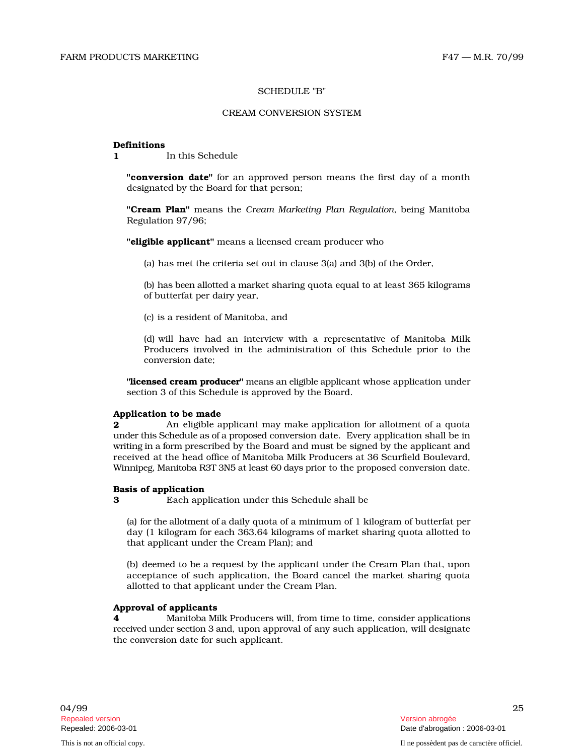SCHEDULE "B"

CREAM CONVERSION SYSTEM

**Definitions**

**1** In this Schedule

**"conversion date"** for an approved person means the first day of a month designated by the Board for that person;

**"Cream Plan"** means the *Cream Marketing Plan Regulation*, being Manitoba Regulation 97/96;

**"eligible applicant"** means a licensed cream producer who

(a) has met the criteria set out in clause 3(a) and 3(b) of the Order,

(b) has been allotted a market sharing quota equal to at least 365 kilograms of butterfat per dairy year,

(c) is a resident of Manitoba, and

(d) will have had an interview with a representative of Manitoba Milk Producers involved in the administration of this Schedule prior to the conversion date;

**"licensed cream producer"** means an eligible applicant whose application under section 3 of this Schedule is approved by the Board.

**Application to be made**

**2** An eligible applicant may make application for allotment of a quota under this Schedule as of a proposed conversion date. Every application shall be in writing in a form prescribed by the Board and must be signed by the applicant and received at the head office of Manitoba Milk Producers at 36 Scurfield Boulevard, Winnipeg, Manitoba R3T 3N5 at least 60 days prior to the proposed conversion date.

**Basis of application**

**3** Each application under this Schedule shall be

(a) for the allotment of a daily quota of a minimum of 1 kilogram of butterfat per day (1 kilogram for each 363.64 kilograms of market sharing quota allotted to that applicant under the Cream Plan); and

(b) deemed to be a request by the applicant under the Cream Plan that, upon acceptance of such application, the Board cancel the market sharing quota allotted to that applicant under the Cream Plan.

**Approval of applicants**

**4** Manitoba Milk Producers will, from time to time, consider applications received under section 3 and, upon approval of any such application, will designate the conversion date for such applicant.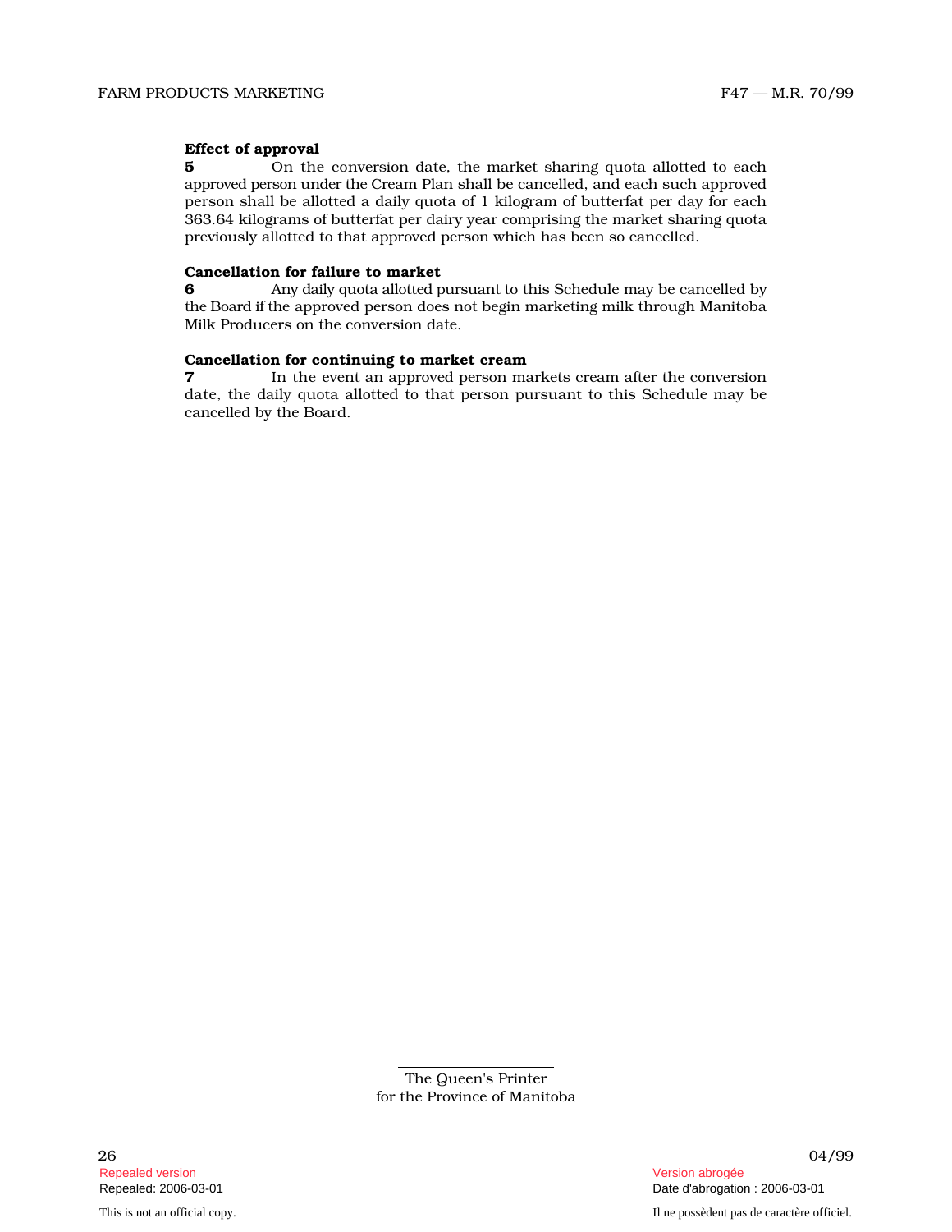**Effect of approval**

**5** On the conversion date, the market sharing quota allotted to each approved person under the Cream Plan shall be cancelled, and each such approved person shall be allotted a daily quota of 1 kilogram of butterfat per day for each 363.64 kilograms of butterfat per dairy year comprising the market sharing quota previously allotted to that approved person which has been so cancelled.

**Cancellation for failure to market**

**6** Any daily quota allotted pursuant to this Schedule may be cancelled by the Board if the approved person does not begin marketing milk through Manitoba Milk Producers on the conversion date.

**Cancellation for continuing to market cream**

**7** In the event an approved person markets cream after the conversion date, the daily quota allotted to that person pursuant to this Schedule may be cancelled by the Board.

---

The Queen's Printer
for the Province of Manitoba